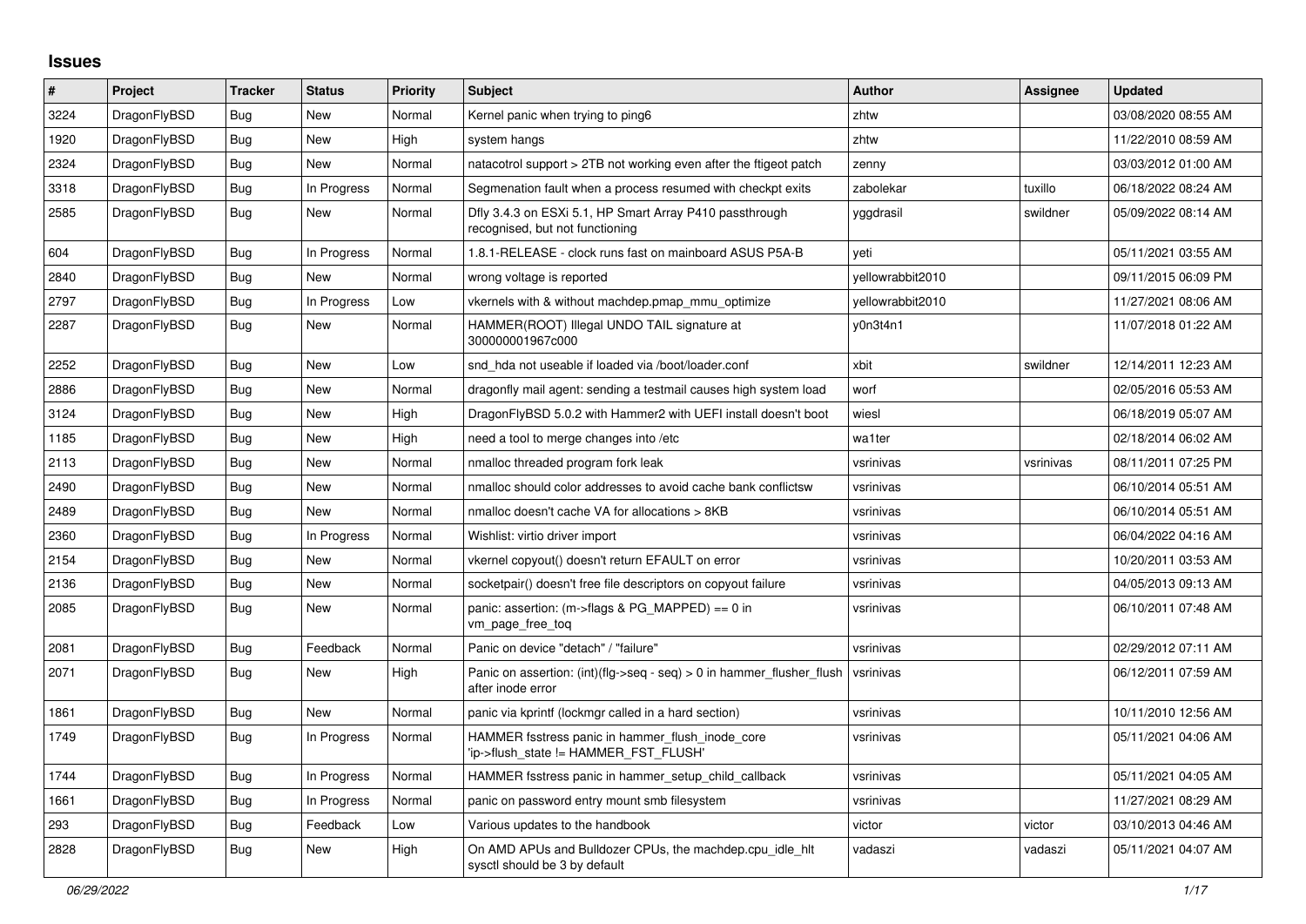# Issues

| # | Project | Tracker | Status | Priority | Subject | Author | Assignee | Updated |
|---|---|---|---|---|---|---|---|---|
| 3224 | DragonFlyBSD | Bug | New | Normal | Kernel panic when trying to ping6 | zhtw | | 03/08/2020 08:55 AM |
| 1920 | DragonFlyBSD | Bug | New | High | system hangs | zhtw | | 11/22/2010 08:59 AM |
| 2324 | DragonFlyBSD | Bug | New | Normal | natacotrol support > 2TB not working even after the ftigeot patch | zenny | | 03/03/2012 01:00 AM |
| 3318 | DragonFlyBSD | Bug | In Progress | Normal | Segmenation fault when a process resumed with checkpt exits | zabolekar | tuxillo | 06/18/2022 08:24 AM |
| 2585 | DragonFlyBSD | Bug | New | Normal | Dfly 3.4.3 on ESXi 5.1, HP Smart Array P410 passthrough recognised, but not functioning | yggdrasil | swildner | 05/09/2022 08:14 AM |
| 604 | DragonFlyBSD | Bug | In Progress | Normal | 1.8.1-RELEASE - clock runs fast on mainboard ASUS P5A-B | yeti | | 05/11/2021 03:55 AM |
| 2840 | DragonFlyBSD | Bug | New | Normal | wrong voltage is reported | yellowrabbit2010 | | 09/11/2015 06:09 PM |
| 2797 | DragonFlyBSD | Bug | In Progress | Low | vkernels with & without machdep.pmap_mmu_optimize | yellowrabbit2010 | | 11/27/2021 08:06 AM |
| 2287 | DragonFlyBSD | Bug | New | Normal | HAMMER(ROOT) Illegal UNDO TAIL signature at 300000001967c000 | y0n3t4n1 | | 11/07/2018 01:22 AM |
| 2252 | DragonFlyBSD | Bug | New | Low | snd_hda not useable if loaded via /boot/loader.conf | xbit | swildner | 12/14/2011 12:23 AM |
| 2886 | DragonFlyBSD | Bug | New | Normal | dragonfly mail agent: sending a testmail causes high system load | worf | | 02/05/2016 05:53 AM |
| 3124 | DragonFlyBSD | Bug | New | High | DragonFlyBSD 5.0.2 with Hammer2 with UEFI install doesn't boot | wiesl | | 06/18/2019 05:07 AM |
| 1185 | DragonFlyBSD | Bug | New | High | need a tool to merge changes into /etc | wa1ter | | 02/18/2014 06:02 AM |
| 2113 | DragonFlyBSD | Bug | New | Normal | nmalloc threaded program fork leak | vsrinivas | vsrinivas | 08/11/2011 07:25 PM |
| 2490 | DragonFlyBSD | Bug | New | Normal | nmalloc should color addresses to avoid cache bank conflictsw | vsrinivas | | 06/10/2014 05:51 AM |
| 2489 | DragonFlyBSD | Bug | New | Normal | nmalloc doesn't cache VA for allocations > 8KB | vsrinivas | | 06/10/2014 05:51 AM |
| 2360 | DragonFlyBSD | Bug | In Progress | Normal | Wishlist: virtio driver import | vsrinivas | | 06/04/2022 04:16 AM |
| 2154 | DragonFlyBSD | Bug | New | Normal | vkernel copyout() doesn't return EFAULT on error | vsrinivas | | 10/20/2011 03:53 AM |
| 2136 | DragonFlyBSD | Bug | New | Normal | socketpair() doesn't free file descriptors on copyout failure | vsrinivas | | 04/05/2013 09:13 AM |
| 2085 | DragonFlyBSD | Bug | New | Normal | panic: assertion: (m->flags & PG_MAPPED) == 0 in vm_page_free_toq | vsrinivas | | 06/10/2011 07:48 AM |
| 2081 | DragonFlyBSD | Bug | Feedback | Normal | Panic on device "detach" / "failure" | vsrinivas | | 02/29/2012 07:11 AM |
| 2071 | DragonFlyBSD | Bug | New | High | Panic on assertion: (int)(flg->seq - seq) > 0 in hammer_flusher_flush after inode error | vsrinivas | | 06/12/2011 07:59 AM |
| 1861 | DragonFlyBSD | Bug | New | Normal | panic via kprintf (lockmgr called in a hard section) | vsrinivas | | 10/11/2010 12:56 AM |
| 1749 | DragonFlyBSD | Bug | In Progress | Normal | HAMMER fsstress panic in hammer_flush_inode_core 'ip->flush_state != HAMMER_FST_FLUSH' | vsrinivas | | 05/11/2021 04:06 AM |
| 1744 | DragonFlyBSD | Bug | In Progress | Normal | HAMMER fsstress panic in hammer_setup_child_callback | vsrinivas | | 05/11/2021 04:05 AM |
| 1661 | DragonFlyBSD | Bug | In Progress | Normal | panic on password entry mount smb filesystem | vsrinivas | | 11/27/2021 08:29 AM |
| 293 | DragonFlyBSD | Bug | Feedback | Low | Various updates to the handbook | victor | victor | 03/10/2013 04:46 AM |
| 2828 | DragonFlyBSD | Bug | New | High | On AMD APUs and Bulldozer CPUs, the machdep.cpu_idle_hlt sysctl should be 3 by default | vadaszi | vadaszi | 05/11/2021 04:07 AM |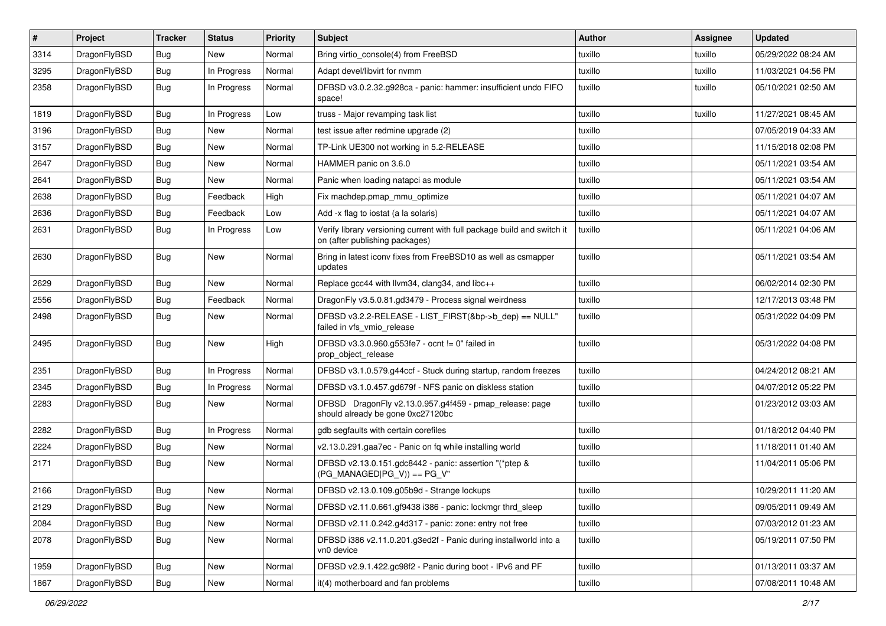| # | Project | Tracker | Status | Priority | Subject | Author | Assignee | Updated |
|---|---|---|---|---|---|---|---|---|
| 3314 | DragonFlyBSD | Bug | New | Normal | Bring virtio_console(4) from FreeBSD | tuxillo | tuxillo | 05/29/2022 08:24 AM |
| 3295 | DragonFlyBSD | Bug | In Progress | Normal | Adapt devel/libvirt for nvmm | tuxillo | tuxillo | 11/03/2021 04:56 PM |
| 2358 | DragonFlyBSD | Bug | In Progress | Normal | DFBSD v3.0.2.32.g928ca - panic: hammer: insufficient undo FIFO space! | tuxillo | tuxillo | 05/10/2021 02:50 AM |
| 1819 | DragonFlyBSD | Bug | In Progress | Low | truss - Major revamping task list | tuxillo | tuxillo | 11/27/2021 08:45 AM |
| 3196 | DragonFlyBSD | Bug | New | Normal | test issue after redmine upgrade (2) | tuxillo | | 07/05/2019 04:33 AM |
| 3157 | DragonFlyBSD | Bug | New | Normal | TP-Link UE300 not working in 5.2-RELEASE | tuxillo | | 11/15/2018 02:08 PM |
| 2647 | DragonFlyBSD | Bug | New | Normal | HAMMER panic on 3.6.0 | tuxillo | | 05/11/2021 03:54 AM |
| 2641 | DragonFlyBSD | Bug | New | Normal | Panic when loading natapci as module | tuxillo | | 05/11/2021 03:54 AM |
| 2638 | DragonFlyBSD | Bug | Feedback | High | Fix machdep.pmap_mmu_optimize | tuxillo | | 05/11/2021 04:07 AM |
| 2636 | DragonFlyBSD | Bug | Feedback | Low | Add -x flag to iostat (a la solaris) | tuxillo | | 05/11/2021 04:07 AM |
| 2631 | DragonFlyBSD | Bug | In Progress | Low | Verify library versioning current with full package build and switch it on (after publishing packages) | tuxillo | | 05/11/2021 04:06 AM |
| 2630 | DragonFlyBSD | Bug | New | Normal | Bring in latest iconv fixes from FreeBSD10 as well as csmapper updates | tuxillo | | 05/11/2021 03:54 AM |
| 2629 | DragonFlyBSD | Bug | New | Normal | Replace gcc44 with llvm34, clang34, and libc++ | tuxillo | | 06/02/2014 02:30 PM |
| 2556 | DragonFlyBSD | Bug | Feedback | Normal | DragonFly v3.5.0.81.gd3479 - Process signal weirdness | tuxillo | | 12/17/2013 03:48 PM |
| 2498 | DragonFlyBSD | Bug | New | Normal | DFBSD v3.2.2-RELEASE - LIST_FIRST(&bp->b_dep) == NULL" failed in vfs_vmio_release | tuxillo | | 05/31/2022 04:09 PM |
| 2495 | DragonFlyBSD | Bug | New | High | DFBSD v3.3.0.960.g553fe7 - ocnt != 0" failed in prop_object_release | tuxillo | | 05/31/2022 04:08 PM |
| 2351 | DragonFlyBSD | Bug | In Progress | Normal | DFBSD v3.1.0.579.g44ccf - Stuck during startup, random freezes | tuxillo | | 04/24/2012 08:21 AM |
| 2345 | DragonFlyBSD | Bug | In Progress | Normal | DFBSD v3.1.0.457.gd679f - NFS panic on diskless station | tuxillo | | 04/07/2012 05:22 PM |
| 2283 | DragonFlyBSD | Bug | New | Normal | DFBSD DragonFly v2.13.0.957.g4f459 - pmap_release: page should already be gone 0xc27120bc | tuxillo | | 01/23/2012 03:03 AM |
| 2282 | DragonFlyBSD | Bug | In Progress | Normal | gdb segfaults with certain corefiles | tuxillo | | 01/18/2012 04:40 PM |
| 2224 | DragonFlyBSD | Bug | New | Normal | v2.13.0.291.gaa7ec - Panic on fq while installing world | tuxillo | | 11/18/2011 01:40 AM |
| 2171 | DragonFlyBSD | Bug | New | Normal | DFBSD v2.13.0.151.gdc8442 - panic: assertion "(*ptep & (PG_MANAGED\|PG_V)) == PG_V" | tuxillo | | 11/04/2011 05:06 PM |
| 2166 | DragonFlyBSD | Bug | New | Normal | DFBSD v2.13.0.109.g05b9d - Strange lockups | tuxillo | | 10/29/2011 11:20 AM |
| 2129 | DragonFlyBSD | Bug | New | Normal | DFBSD v2.11.0.661.gf9438 i386 - panic: lockmgr thrd_sleep | tuxillo | | 09/05/2011 09:49 AM |
| 2084 | DragonFlyBSD | Bug | New | Normal | DFBSD v2.11.0.242.g4d317 - panic: zone: entry not free | tuxillo | | 07/03/2012 01:23 AM |
| 2078 | DragonFlyBSD | Bug | New | Normal | DFBSD i386 v2.11.0.201.g3ed2f - Panic during installworld into a vn0 device | tuxillo | | 05/19/2011 07:50 PM |
| 1959 | DragonFlyBSD | Bug | New | Normal | DFBSD v2.9.1.422.gc98f2 - Panic during boot - IPv6 and PF | tuxillo | | 01/13/2011 03:37 AM |
| 1867 | DragonFlyBSD | Bug | New | Normal | it(4) motherboard and fan problems | tuxillo | | 07/08/2011 10:48 AM |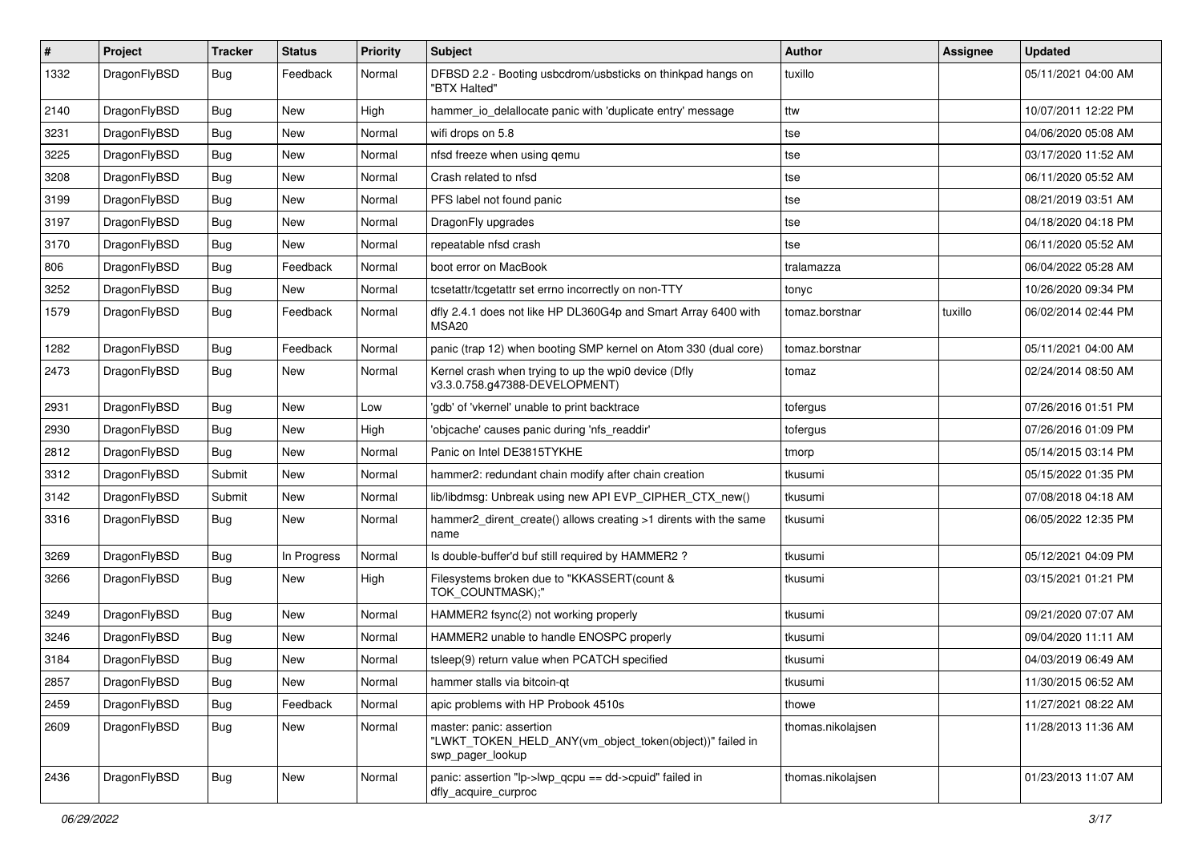| # | Project | Tracker | Status | Priority | Subject | Author | Assignee | Updated |
|---|---|---|---|---|---|---|---|---|
| 1332 | DragonFlyBSD | Bug | Feedback | Normal | DFBSD 2.2 - Booting usbcdrom/usbsticks on thinkpad hangs on "BTX Halted" | tuxillo | | 05/11/2021 04:00 AM |
| 2140 | DragonFlyBSD | Bug | New | High | hammer_io_delallocate panic with 'duplicate entry' message | ttw | | 10/07/2011 12:22 PM |
| 3231 | DragonFlyBSD | Bug | New | Normal | wifi drops on 5.8 | tse | | 04/06/2020 05:08 AM |
| 3225 | DragonFlyBSD | Bug | New | Normal | nfsd freeze when using qemu | tse | | 03/17/2020 11:52 AM |
| 3208 | DragonFlyBSD | Bug | New | Normal | Crash related to nfsd | tse | | 06/11/2020 05:52 AM |
| 3199 | DragonFlyBSD | Bug | New | Normal | PFS label not found panic | tse | | 08/21/2019 03:51 AM |
| 3197 | DragonFlyBSD | Bug | New | Normal | DragonFly upgrades | tse | | 04/18/2020 04:18 PM |
| 3170 | DragonFlyBSD | Bug | New | Normal | repeatable nfsd crash | tse | | 06/11/2020 05:52 AM |
| 806 | DragonFlyBSD | Bug | Feedback | Normal | boot error on MacBook | tralamazza | | 06/04/2022 05:28 AM |
| 3252 | DragonFlyBSD | Bug | New | Normal | tcsetattr/tcgetattr set errno incorrectly on non-TTY | tonyc | | 10/26/2020 09:34 PM |
| 1579 | DragonFlyBSD | Bug | Feedback | Normal | dfly 2.4.1 does not like HP DL360G4p and Smart Array 6400 with MSA20 | tomaz.borstnar | tuxillo | 06/02/2014 02:44 PM |
| 1282 | DragonFlyBSD | Bug | Feedback | Normal | panic (trap 12) when booting SMP kernel on Atom 330 (dual core) | tomaz.borstnar | | 05/11/2021 04:00 AM |
| 2473 | DragonFlyBSD | Bug | New | Normal | Kernel crash when trying to up the wpi0 device (Dfly v3.3.0.758.g47388-DEVELOPMENT) | tomaz | | 02/24/2014 08:50 AM |
| 2931 | DragonFlyBSD | Bug | New | Low | 'gdb' of 'vkernel' unable to print backtrace | tofergus | | 07/26/2016 01:51 PM |
| 2930 | DragonFlyBSD | Bug | New | High | 'objcache' causes panic during 'nfs_readdir' | tofergus | | 07/26/2016 01:09 PM |
| 2812 | DragonFlyBSD | Bug | New | Normal | Panic on Intel DE3815TYKHE | tmorp | | 05/14/2015 03:14 PM |
| 3312 | DragonFlyBSD | Submit | New | Normal | hammer2: redundant chain modify after chain creation | tkusumi | | 05/15/2022 01:35 PM |
| 3142 | DragonFlyBSD | Submit | New | Normal | lib/libdmsg: Unbreak using new API EVP_CIPHER_CTX_new() | tkusumi | | 07/08/2018 04:18 AM |
| 3316 | DragonFlyBSD | Bug | New | Normal | hammer2_dirent_create() allows creating >1 dirents with the same name | tkusumi | | 06/05/2022 12:35 PM |
| 3269 | DragonFlyBSD | Bug | In Progress | Normal | Is double-buffer'd buf still required by HAMMER2 ? | tkusumi | | 05/12/2021 04:09 PM |
| 3266 | DragonFlyBSD | Bug | New | High | Filesystems broken due to "KKASSERT(count & TOK_COUNTMASK);" | tkusumi | | 03/15/2021 01:21 PM |
| 3249 | DragonFlyBSD | Bug | New | Normal | HAMMER2 fsync(2) not working properly | tkusumi | | 09/21/2020 07:07 AM |
| 3246 | DragonFlyBSD | Bug | New | Normal | HAMMER2 unable to handle ENOSPC properly | tkusumi | | 09/04/2020 11:11 AM |
| 3184 | DragonFlyBSD | Bug | New | Normal | tsleep(9) return value when PCATCH specified | tkusumi | | 04/03/2019 06:49 AM |
| 2857 | DragonFlyBSD | Bug | New | Normal | hammer stalls via bitcoin-qt | tkusumi | | 11/30/2015 06:52 AM |
| 2459 | DragonFlyBSD | Bug | Feedback | Normal | apic problems with HP Probook 4510s | thowe | | 11/27/2021 08:22 AM |
| 2609 | DragonFlyBSD | Bug | New | Normal | master: panic: assertion "LWKT_TOKEN_HELD_ANY(vm_object_token(object))" failed in swp_pager_lookup | thomas.nikolajsen | | 11/28/2013 11:36 AM |
| 2436 | DragonFlyBSD | Bug | New | Normal | panic: assertion "lp->lwp_qcpu == dd->cpuid" failed in dfly_acquire_curproc | thomas.nikolajsen | | 01/23/2013 11:07 AM |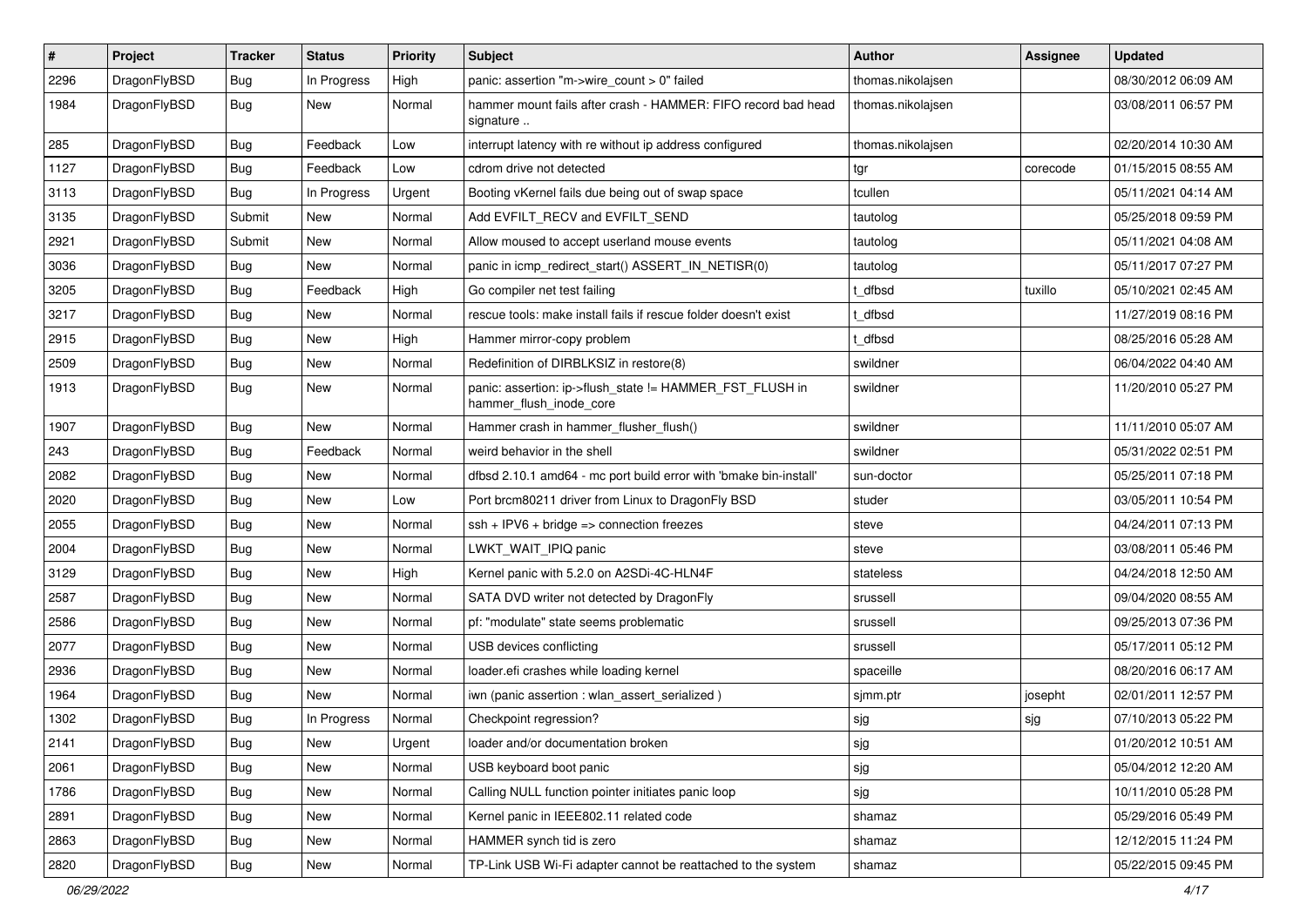| # | Project | Tracker | Status | Priority | Subject | Author | Assignee | Updated |
|---|---|---|---|---|---|---|---|---|
| 2296 | DragonFlyBSD | Bug | In Progress | High | panic: assertion "m->wire_count > 0" failed | thomas.nikolajsen | | 08/30/2012 06:09 AM |
| 1984 | DragonFlyBSD | Bug | New | Normal | hammer mount fails after crash - HAMMER: FIFO record bad head signature .. | thomas.nikolajsen | | 03/08/2011 06:57 PM |
| 285 | DragonFlyBSD | Bug | Feedback | Low | interrupt latency with re without ip address configured | thomas.nikolajsen | | 02/20/2014 10:30 AM |
| 1127 | DragonFlyBSD | Bug | Feedback | Low | cdrom drive not detected | tgr | corecode | 01/15/2015 08:55 AM |
| 3113 | DragonFlyBSD | Bug | In Progress | Urgent | Booting vKernel fails due being out of swap space | tcullen | | 05/11/2021 04:14 AM |
| 3135 | DragonFlyBSD | Submit | New | Normal | Add EVFILT_RECV and EVFILT_SEND | tautolog | | 05/25/2018 09:59 PM |
| 2921 | DragonFlyBSD | Submit | New | Normal | Allow moused to accept userland mouse events | tautolog | | 05/11/2021 04:08 AM |
| 3036 | DragonFlyBSD | Bug | New | Normal | panic in icmp_redirect_start() ASSERT_IN_NETISR(0) | tautolog | | 05/11/2017 07:27 PM |
| 3205 | DragonFlyBSD | Bug | Feedback | High | Go compiler net test failing | t_dfbsd | tuxillo | 05/10/2021 02:45 AM |
| 3217 | DragonFlyBSD | Bug | New | Normal | rescue tools: make install fails if rescue folder doesn't exist | t_dfbsd | | 11/27/2019 08:16 PM |
| 2915 | DragonFlyBSD | Bug | New | High | Hammer mirror-copy problem | t_dfbsd | | 08/25/2016 05:28 AM |
| 2509 | DragonFlyBSD | Bug | New | Normal | Redefinition of DIRBLKSIZ in restore(8) | swildner | | 06/04/2022 04:40 AM |
| 1913 | DragonFlyBSD | Bug | New | Normal | panic: assertion: ip->flush_state != HAMMER_FST_FLUSH in hammer_flush_inode_core | swildner | | 11/20/2010 05:27 PM |
| 1907 | DragonFlyBSD | Bug | New | Normal | Hammer crash in hammer_flusher_flush() | swildner | | 11/11/2010 05:07 AM |
| 243 | DragonFlyBSD | Bug | Feedback | Normal | weird behavior in the shell | swildner | | 05/31/2022 02:51 PM |
| 2082 | DragonFlyBSD | Bug | New | Normal | dfbsd 2.10.1 amd64 - mc port build error with 'bmake bin-install' | sun-doctor | | 05/25/2011 07:18 PM |
| 2020 | DragonFlyBSD | Bug | New | Low | Port brcm80211 driver from Linux to DragonFly BSD | studer | | 03/05/2011 10:54 PM |
| 2055 | DragonFlyBSD | Bug | New | Normal | ssh + IPV6 + bridge => connection freezes | steve | | 04/24/2011 07:13 PM |
| 2004 | DragonFlyBSD | Bug | New | Normal | LWKT_WAIT_IPIQ panic | steve | | 03/08/2011 05:46 PM |
| 3129 | DragonFlyBSD | Bug | New | High | Kernel panic with 5.2.0 on A2SDi-4C-HLN4F | stateless | | 04/24/2018 12:50 AM |
| 2587 | DragonFlyBSD | Bug | New | Normal | SATA DVD writer not detected by DragonFly | srussell | | 09/04/2020 08:55 AM |
| 2586 | DragonFlyBSD | Bug | New | Normal | pf: "modulate" state seems problematic | srussell | | 09/25/2013 07:36 PM |
| 2077 | DragonFlyBSD | Bug | New | Normal | USB devices conflicting | srussell | | 05/17/2011 05:12 PM |
| 2936 | DragonFlyBSD | Bug | New | Normal | loader.efi crashes while loading kernel | spaceille | | 08/20/2016 06:17 AM |
| 1964 | DragonFlyBSD | Bug | New | Normal | iwn (panic assertion : wlan_assert_serialized ) | sjmm.ptr | josepht | 02/01/2011 12:57 PM |
| 1302 | DragonFlyBSD | Bug | In Progress | Normal | Checkpoint regression? | sjg | sjg | 07/10/2013 05:22 PM |
| 2141 | DragonFlyBSD | Bug | New | Urgent | loader and/or documentation broken | sjg | | 01/20/2012 10:51 AM |
| 2061 | DragonFlyBSD | Bug | New | Normal | USB keyboard boot panic | sjg | | 05/04/2012 12:20 AM |
| 1786 | DragonFlyBSD | Bug | New | Normal | Calling NULL function pointer initiates panic loop | sjg | | 10/11/2010 05:28 PM |
| 2891 | DragonFlyBSD | Bug | New | Normal | Kernel panic in IEEE802.11 related code | shamaz | | 05/29/2016 05:49 PM |
| 2863 | DragonFlyBSD | Bug | New | Normal | HAMMER synch tid is zero | shamaz | | 12/12/2015 11:24 PM |
| 2820 | DragonFlyBSD | Bug | New | Normal | TP-Link USB Wi-Fi adapter cannot be reattached to the system | shamaz | | 05/22/2015 09:45 PM |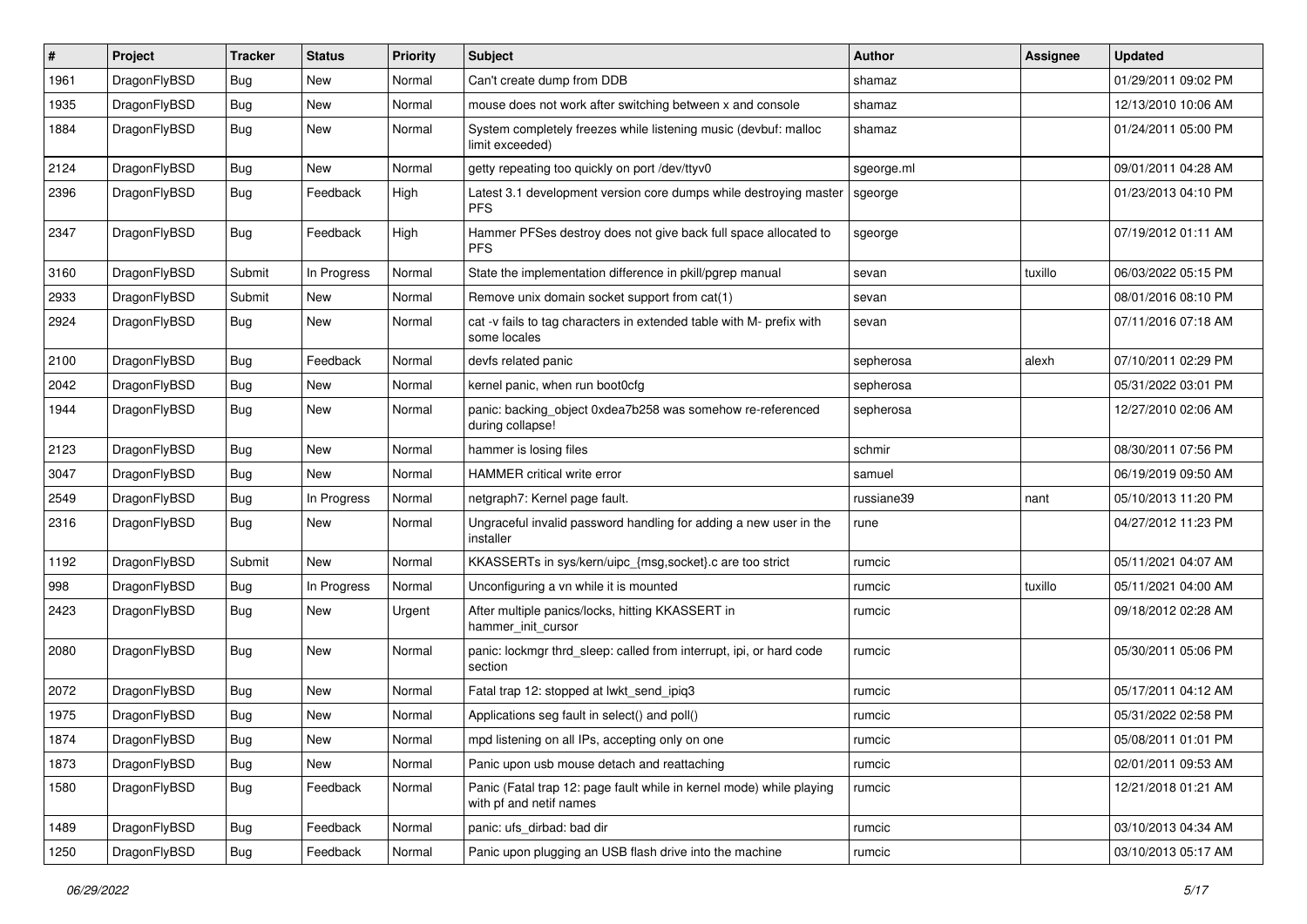| # | Project | Tracker | Status | Priority | Subject | Author | Assignee | Updated |
|---|---|---|---|---|---|---|---|---|
| 1961 | DragonFlyBSD | Bug | New | Normal | Can't create dump from DDB | shamaz | | 01/29/2011 09:02 PM |
| 1935 | DragonFlyBSD | Bug | New | Normal | mouse does not work after switching between x and console | shamaz | | 12/13/2010 10:06 AM |
| 1884 | DragonFlyBSD | Bug | New | Normal | System completely freezes while listening music (devbuf: malloc limit exceeded) | shamaz | | 01/24/2011 05:00 PM |
| 2124 | DragonFlyBSD | Bug | New | Normal | getty repeating too quickly on port /dev/ttyv0 | sgeorge.ml | | 09/01/2011 04:28 AM |
| 2396 | DragonFlyBSD | Bug | Feedback | High | Latest 3.1 development version core dumps while destroying master PFS | sgeorge | | 01/23/2013 04:10 PM |
| 2347 | DragonFlyBSD | Bug | Feedback | High | Hammer PFSes destroy does not give back full space allocated to PFS | sgeorge | | 07/19/2012 01:11 AM |
| 3160 | DragonFlyBSD | Submit | In Progress | Normal | State the implementation difference in pkill/pgrep manual | sevan | tuxillo | 06/03/2022 05:15 PM |
| 2933 | DragonFlyBSD | Submit | New | Normal | Remove unix domain socket support from cat(1) | sevan | | 08/01/2016 08:10 PM |
| 2924 | DragonFlyBSD | Bug | New | Normal | cat -v fails to tag characters in extended table with M- prefix with some locales | sevan | | 07/11/2016 07:18 AM |
| 2100 | DragonFlyBSD | Bug | Feedback | Normal | devfs related panic | sepherosa | alexh | 07/10/2011 02:29 PM |
| 2042 | DragonFlyBSD | Bug | New | Normal | kernel panic, when run boot0cfg | sepherosa | | 05/31/2022 03:01 PM |
| 1944 | DragonFlyBSD | Bug | New | Normal | panic: backing_object 0xdea7b258 was somehow re-referenced during collapse! | sepherosa | | 12/27/2010 02:06 AM |
| 2123 | DragonFlyBSD | Bug | New | Normal | hammer is losing files | schmir | | 08/30/2011 07:56 PM |
| 3047 | DragonFlyBSD | Bug | New | Normal | HAMMER critical write error | samuel | | 06/19/2019 09:50 AM |
| 2549 | DragonFlyBSD | Bug | In Progress | Normal | netgraph7: Kernel page fault. | russiane39 | nant | 05/10/2013 11:20 PM |
| 2316 | DragonFlyBSD | Bug | New | Normal | Ungraceful invalid password handling for adding a new user in the installer | rune | | 04/27/2012 11:23 PM |
| 1192 | DragonFlyBSD | Submit | New | Normal | KKASSERTs in sys/kern/uipc_{msg,socket}.c are too strict | rumcic | | 05/11/2021 04:07 AM |
| 998 | DragonFlyBSD | Bug | In Progress | Normal | Unconfiguring a vn while it is mounted | rumcic | tuxillo | 05/11/2021 04:00 AM |
| 2423 | DragonFlyBSD | Bug | New | Urgent | After multiple panics/locks, hitting KKASSERT in hammer_init_cursor | rumcic | | 09/18/2012 02:28 AM |
| 2080 | DragonFlyBSD | Bug | New | Normal | panic: lockmgr thrd_sleep: called from interrupt, ipi, or hard code section | rumcic | | 05/30/2011 05:06 PM |
| 2072 | DragonFlyBSD | Bug | New | Normal | Fatal trap 12: stopped at lwkt_send_ipiq3 | rumcic | | 05/17/2011 04:12 AM |
| 1975 | DragonFlyBSD | Bug | New | Normal | Applications seg fault in select() and poll() | rumcic | | 05/31/2022 02:58 PM |
| 1874 | DragonFlyBSD | Bug | New | Normal | mpd listening on all IPs, accepting only on one | rumcic | | 05/08/2011 01:01 PM |
| 1873 | DragonFlyBSD | Bug | New | Normal | Panic upon usb mouse detach and reattaching | rumcic | | 02/01/2011 09:53 AM |
| 1580 | DragonFlyBSD | Bug | Feedback | Normal | Panic (Fatal trap 12: page fault while in kernel mode) while playing with pf and netif names | rumcic | | 12/21/2018 01:21 AM |
| 1489 | DragonFlyBSD | Bug | Feedback | Normal | panic: ufs_dirbad: bad dir | rumcic | | 03/10/2013 04:34 AM |
| 1250 | DragonFlyBSD | Bug | Feedback | Normal | Panic upon plugging an USB flash drive into the machine | rumcic | | 03/10/2013 05:17 AM |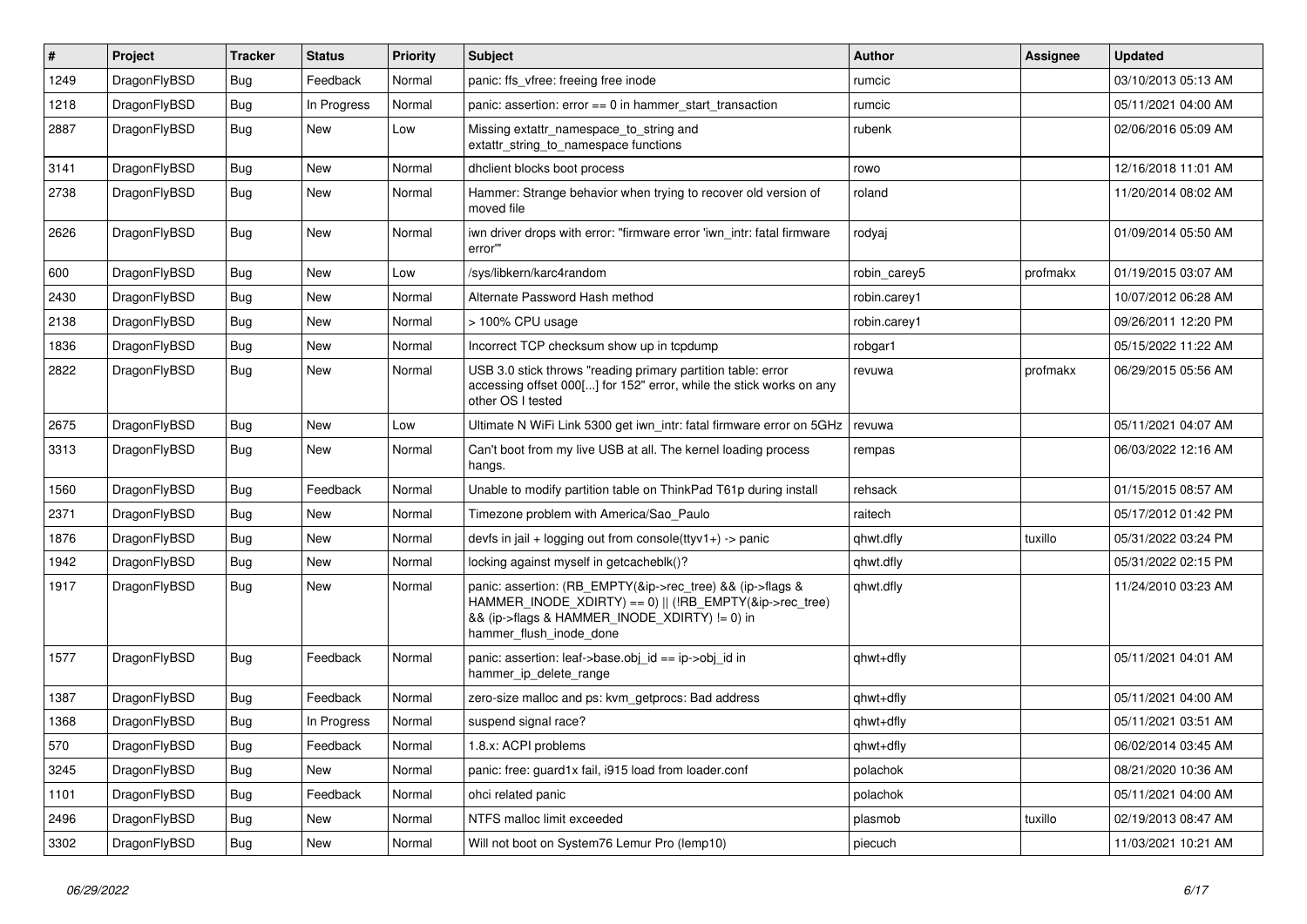| # | Project | Tracker | Status | Priority | Subject | Author | Assignee | Updated |
|---|---|---|---|---|---|---|---|---|
| 1249 | DragonFlyBSD | Bug | Feedback | Normal | panic: ffs_vfree: freeing free inode | rumcic | | 03/10/2013 05:13 AM |
| 1218 | DragonFlyBSD | Bug | In Progress | Normal | panic: assertion: error == 0 in hammer_start_transaction | rumcic | | 05/11/2021 04:00 AM |
| 2887 | DragonFlyBSD | Bug | New | Low | Missing extattr_namespace_to_string and extattr_string_to_namespace functions | rubenk | | 02/06/2016 05:09 AM |
| 3141 | DragonFlyBSD | Bug | New | Normal | dhclient blocks boot process | rowo | | 12/16/2018 11:01 AM |
| 2738 | DragonFlyBSD | Bug | New | Normal | Hammer: Strange behavior when trying to recover old version of moved file | roland | | 11/20/2014 08:02 AM |
| 2626 | DragonFlyBSD | Bug | New | Normal | iwn driver drops with error: "firmware error 'iwn_intr: fatal firmware error'" | rodyaj | | 01/09/2014 05:50 AM |
| 600 | DragonFlyBSD | Bug | New | Low | /sys/libkern/karc4random | robin_carey5 | profmakx | 01/19/2015 03:07 AM |
| 2430 | DragonFlyBSD | Bug | New | Normal | Alternate Password Hash method | robin.carey1 | | 10/07/2012 06:28 AM |
| 2138 | DragonFlyBSD | Bug | New | Normal | > 100% CPU usage | robin.carey1 | | 09/26/2011 12:20 PM |
| 1836 | DragonFlyBSD | Bug | New | Normal | Incorrect TCP checksum show up in tcpdump | robgar1 | | 05/15/2022 11:22 AM |
| 2822 | DragonFlyBSD | Bug | New | Normal | USB 3.0 stick throws "reading primary partition table: error accessing offset 000[...] for 152" error, while the stick works on any other OS I tested | revuwa | profmakx | 06/29/2015 05:56 AM |
| 2675 | DragonFlyBSD | Bug | New | Low | Ultimate N WiFi Link 5300 get iwn_intr: fatal firmware error on 5GHz | revuwa | | 05/11/2021 04:07 AM |
| 3313 | DragonFlyBSD | Bug | New | Normal | Can't boot from my live USB at all. The kernel loading process hangs. | rempas | | 06/03/2022 12:16 AM |
| 1560 | DragonFlyBSD | Bug | Feedback | Normal | Unable to modify partition table on ThinkPad T61p during install | rehsack | | 01/15/2015 08:57 AM |
| 2371 | DragonFlyBSD | Bug | New | Normal | Timezone problem with America/Sao_Paulo | raitech | | 05/17/2012 01:42 PM |
| 1876 | DragonFlyBSD | Bug | New | Normal | devfs in jail + logging out from console(ttyv1+) -> panic | qhwt.dfly | tuxillo | 05/31/2022 03:24 PM |
| 1942 | DragonFlyBSD | Bug | New | Normal | locking against myself in getcacheblk()? | qhwt.dfly | | 05/31/2022 02:15 PM |
| 1917 | DragonFlyBSD | Bug | New | Normal | panic: assertion: (RB_EMPTY(&ip->rec_tree) && (ip->flags & HAMMER_INODE_XDIRTY) == 0) \|\| (!RB_EMPTY(&ip->rec_tree) && (ip->flags & HAMMER_INODE_XDIRTY) != 0) in hammer_flush_inode_done | qhwt.dfly | | 11/24/2010 03:23 AM |
| 1577 | DragonFlyBSD | Bug | Feedback | Normal | panic: assertion: leaf->base.obj_id == ip->obj_id in hammer_ip_delete_range | qhwt+dfly | | 05/11/2021 04:01 AM |
| 1387 | DragonFlyBSD | Bug | Feedback | Normal | zero-size malloc and ps: kvm_getprocs: Bad address | qhwt+dfly | | 05/11/2021 04:00 AM |
| 1368 | DragonFlyBSD | Bug | In Progress | Normal | suspend signal race? | qhwt+dfly | | 05/11/2021 03:51 AM |
| 570 | DragonFlyBSD | Bug | Feedback | Normal | 1.8.x: ACPI problems | qhwt+dfly | | 06/02/2014 03:45 AM |
| 3245 | DragonFlyBSD | Bug | New | Normal | panic: free: guard1x fail, i915 load from loader.conf | polachok | | 08/21/2020 10:36 AM |
| 1101 | DragonFlyBSD | Bug | Feedback | Normal | ohci related panic | polachok | | 05/11/2021 04:00 AM |
| 2496 | DragonFlyBSD | Bug | New | Normal | NTFS malloc limit exceeded | plasmob | tuxillo | 02/19/2013 08:47 AM |
| 3302 | DragonFlyBSD | Bug | New | Normal | Will not boot on System76 Lemur Pro (lemp10) | piecuch | | 11/03/2021 10:21 AM |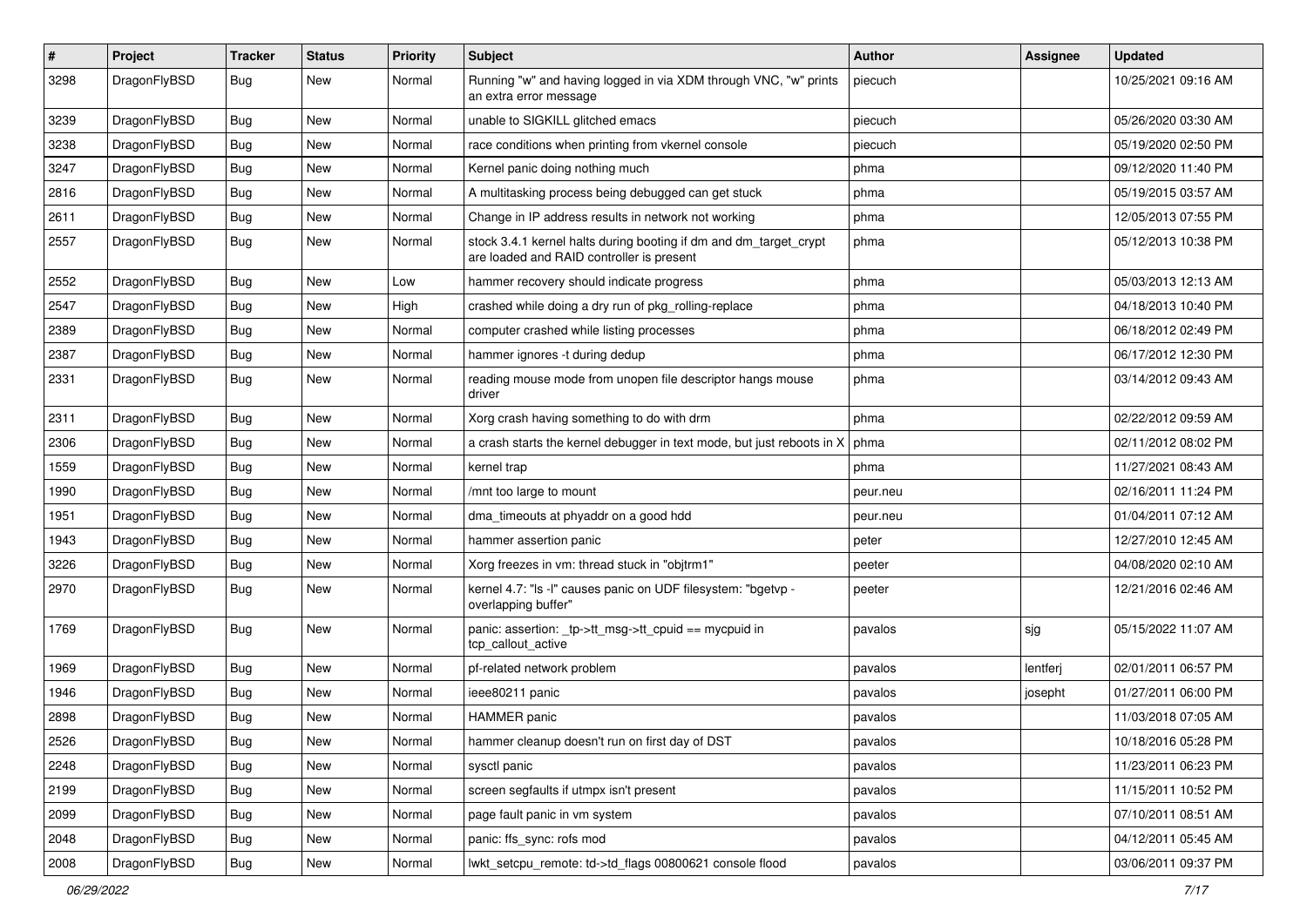| # | Project | Tracker | Status | Priority | Subject | Author | Assignee | Updated |
|---|---|---|---|---|---|---|---|---|
| 3298 | DragonFlyBSD | Bug | New | Normal | Running "w" and having logged in via XDM through VNC, "w" prints an extra error message | piecuch | | 10/25/2021 09:16 AM |
| 3239 | DragonFlyBSD | Bug | New | Normal | unable to SIGKILL glitched emacs | piecuch | | 05/26/2020 03:30 AM |
| 3238 | DragonFlyBSD | Bug | New | Normal | race conditions when printing from vkernel console | piecuch | | 05/19/2020 02:50 PM |
| 3247 | DragonFlyBSD | Bug | New | Normal | Kernel panic doing nothing much | phma | | 09/12/2020 11:40 PM |
| 2816 | DragonFlyBSD | Bug | New | Normal | A multitasking process being debugged can get stuck | phma | | 05/19/2015 03:57 AM |
| 2611 | DragonFlyBSD | Bug | New | Normal | Change in IP address results in network not working | phma | | 12/05/2013 07:55 PM |
| 2557 | DragonFlyBSD | Bug | New | Normal | stock 3.4.1 kernel halts during booting if dm and dm_target_crypt are loaded and RAID controller is present | phma | | 05/12/2013 10:38 PM |
| 2552 | DragonFlyBSD | Bug | New | Low | hammer recovery should indicate progress | phma | | 05/03/2013 12:13 AM |
| 2547 | DragonFlyBSD | Bug | New | High | crashed while doing a dry run of pkg_rolling-replace | phma | | 04/18/2013 10:40 PM |
| 2389 | DragonFlyBSD | Bug | New | Normal | computer crashed while listing processes | phma | | 06/18/2012 02:49 PM |
| 2387 | DragonFlyBSD | Bug | New | Normal | hammer ignores -t during dedup | phma | | 06/17/2012 12:30 PM |
| 2331 | DragonFlyBSD | Bug | New | Normal | reading mouse mode from unopen file descriptor hangs mouse driver | phma | | 03/14/2012 09:43 AM |
| 2311 | DragonFlyBSD | Bug | New | Normal | Xorg crash having something to do with drm | phma | | 02/22/2012 09:59 AM |
| 2306 | DragonFlyBSD | Bug | New | Normal | a crash starts the kernel debugger in text mode, but just reboots in X | phma | | 02/11/2012 08:02 PM |
| 1559 | DragonFlyBSD | Bug | New | Normal | kernel trap | phma | | 11/27/2021 08:43 AM |
| 1990 | DragonFlyBSD | Bug | New | Normal | /mnt too large to mount | peur.neu | | 02/16/2011 11:24 PM |
| 1951 | DragonFlyBSD | Bug | New | Normal | dma_timeouts at phyaddr on a good hdd | peur.neu | | 01/04/2011 07:12 AM |
| 1943 | DragonFlyBSD | Bug | New | Normal | hammer assertion panic | peter | | 12/27/2010 12:45 AM |
| 3226 | DragonFlyBSD | Bug | New | Normal | Xorg freezes in vm: thread stuck in "objtrm1" | peeter | | 04/08/2020 02:10 AM |
| 2970 | DragonFlyBSD | Bug | New | Normal | kernel 4.7: "ls -l" causes panic on UDF filesystem: "bgetvp - overlapping buffer" | peeter | | 12/21/2016 02:46 AM |
| 1769 | DragonFlyBSD | Bug | New | Normal | panic: assertion: _tp->tt_msg->tt_cpuid == mycpuid in tcp_callout_active | pavalos | sjg | 05/15/2022 11:07 AM |
| 1969 | DragonFlyBSD | Bug | New | Normal | pf-related network problem | pavalos | lentferj | 02/01/2011 06:57 PM |
| 1946 | DragonFlyBSD | Bug | New | Normal | ieee80211 panic | pavalos | josepht | 01/27/2011 06:00 PM |
| 2898 | DragonFlyBSD | Bug | New | Normal | HAMMER panic | pavalos | | 11/03/2018 07:05 AM |
| 2526 | DragonFlyBSD | Bug | New | Normal | hammer cleanup doesn't run on first day of DST | pavalos | | 10/18/2016 05:28 PM |
| 2248 | DragonFlyBSD | Bug | New | Normal | sysctl panic | pavalos | | 11/23/2011 06:23 PM |
| 2199 | DragonFlyBSD | Bug | New | Normal | screen segfaults if utmpx isn't present | pavalos | | 11/15/2011 10:52 PM |
| 2099 | DragonFlyBSD | Bug | New | Normal | page fault panic in vm system | pavalos | | 07/10/2011 08:51 AM |
| 2048 | DragonFlyBSD | Bug | New | Normal | panic: ffs_sync: rofs mod | pavalos | | 04/12/2011 05:45 AM |
| 2008 | DragonFlyBSD | Bug | New | Normal | lwkt_setcpu_remote: td->td_flags 00800621 console flood | pavalos | | 03/06/2011 09:37 PM |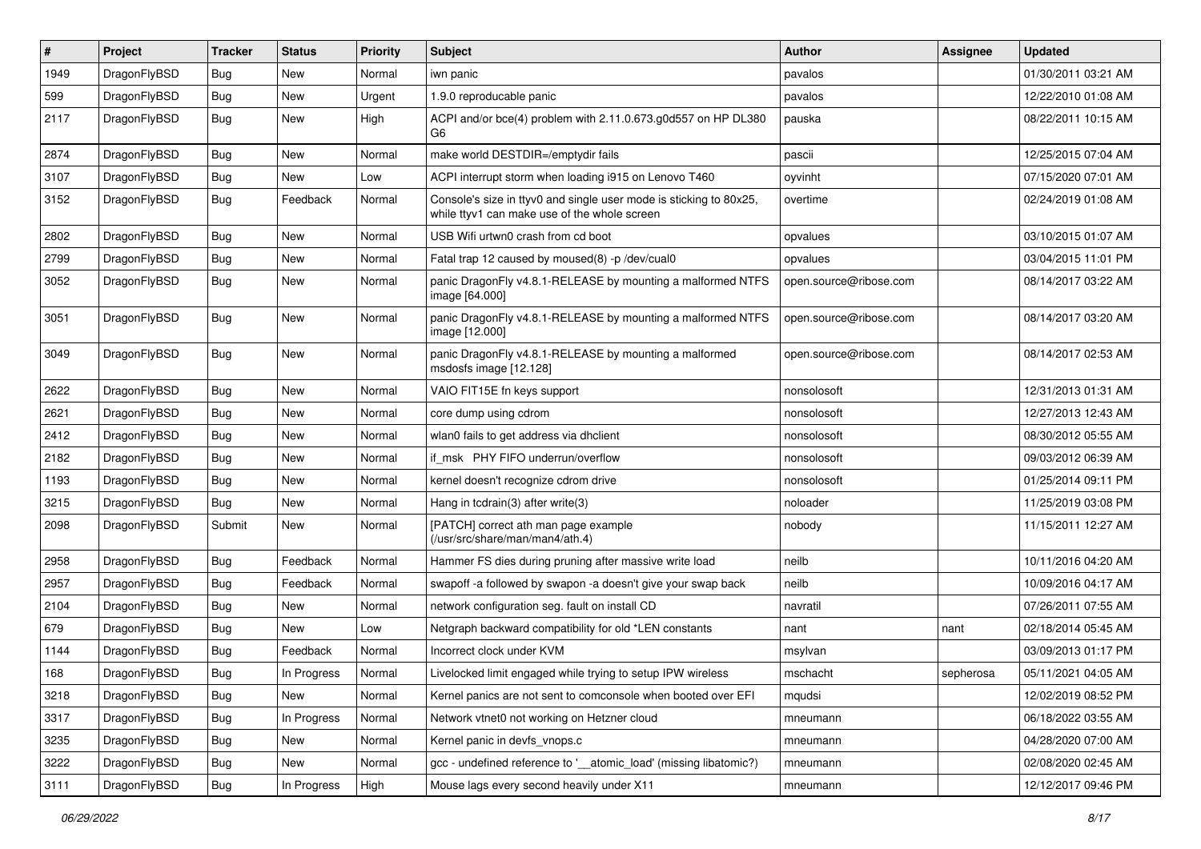| # | Project | Tracker | Status | Priority | Subject | Author | Assignee | Updated |
|---|---|---|---|---|---|---|---|---|
| 1949 | DragonFlyBSD | Bug | New | Normal | iwn panic | pavalos | | 01/30/2011 03:21 AM |
| 599 | DragonFlyBSD | Bug | New | Urgent | 1.9.0 reproducable panic | pavalos | | 12/22/2010 01:08 AM |
| 2117 | DragonFlyBSD | Bug | New | High | ACPI and/or bce(4) problem with 2.11.0.673.g0d557 on HP DL380 G6 | pauska | | 08/22/2011 10:15 AM |
| 2874 | DragonFlyBSD | Bug | New | Normal | make world DESTDIR=/emptydir fails | pascii | | 12/25/2015 07:04 AM |
| 3107 | DragonFlyBSD | Bug | New | Low | ACPI interrupt storm when loading i915 on Lenovo T460 | oyvinht | | 07/15/2020 07:01 AM |
| 3152 | DragonFlyBSD | Bug | Feedback | Normal | Console's size in ttyv0 and single user mode is sticking to 80x25, while ttyv1 can make use of the whole screen | overtime | | 02/24/2019 01:08 AM |
| 2802 | DragonFlyBSD | Bug | New | Normal | USB Wifi urtwn0 crash from cd boot | opvalues | | 03/10/2015 01:07 AM |
| 2799 | DragonFlyBSD | Bug | New | Normal | Fatal trap 12 caused by moused(8) -p /dev/cual0 | opvalues | | 03/04/2015 11:01 PM |
| 3052 | DragonFlyBSD | Bug | New | Normal | panic DragonFly v4.8.1-RELEASE by mounting a malformed NTFS image [64.000] | open.source@ribose.com | | 08/14/2017 03:22 AM |
| 3051 | DragonFlyBSD | Bug | New | Normal | panic DragonFly v4.8.1-RELEASE by mounting a malformed NTFS image [12.000] | open.source@ribose.com | | 08/14/2017 03:20 AM |
| 3049 | DragonFlyBSD | Bug | New | Normal | panic DragonFly v4.8.1-RELEASE by mounting a malformed msdosfs image [12.128] | open.source@ribose.com | | 08/14/2017 02:53 AM |
| 2622 | DragonFlyBSD | Bug | New | Normal | VAIO FIT15E fn keys support | nonsolosoft | | 12/31/2013 01:31 AM |
| 2621 | DragonFlyBSD | Bug | New | Normal | core dump using cdrom | nonsolosoft | | 12/27/2013 12:43 AM |
| 2412 | DragonFlyBSD | Bug | New | Normal | wlan0 fails to get address via dhclient | nonsolosoft | | 08/30/2012 05:55 AM |
| 2182 | DragonFlyBSD | Bug | New | Normal | if_msk PHY FIFO underrun/overflow | nonsolosoft | | 09/03/2012 06:39 AM |
| 1193 | DragonFlyBSD | Bug | New | Normal | kernel doesn't recognize cdrom drive | nonsolosoft | | 01/25/2014 09:11 PM |
| 3215 | DragonFlyBSD | Bug | New | Normal | Hang in tcdrain(3) after write(3) | noloader | | 11/25/2019 03:08 PM |
| 2098 | DragonFlyBSD | Submit | New | Normal | [PATCH] correct ath man page example (/usr/src/share/man/man4/ath.4) | nobody | | 11/15/2011 12:27 AM |
| 2958 | DragonFlyBSD | Bug | Feedback | Normal | Hammer FS dies during pruning after massive write load | neilb | | 10/11/2016 04:20 AM |
| 2957 | DragonFlyBSD | Bug | Feedback | Normal | swapoff -a followed by swapon -a doesn't give your swap back | neilb | | 10/09/2016 04:17 AM |
| 2104 | DragonFlyBSD | Bug | New | Normal | network configuration seg. fault on install CD | navratil | | 07/26/2011 07:55 AM |
| 679 | DragonFlyBSD | Bug | New | Low | Netgraph backward compatibility for old *LEN constants | nant | nant | 02/18/2014 05:45 AM |
| 1144 | DragonFlyBSD | Bug | Feedback | Normal | Incorrect clock under KVM | msylvan | | 03/09/2013 01:17 PM |
| 168 | DragonFlyBSD | Bug | In Progress | Normal | Livelocked limit engaged while trying to setup IPW wireless | mschacht | sepherosa | 05/11/2021 04:05 AM |
| 3218 | DragonFlyBSD | Bug | New | Normal | Kernel panics are not sent to comconsole when booted over EFI | mqudsi | | 12/02/2019 08:52 PM |
| 3317 | DragonFlyBSD | Bug | In Progress | Normal | Network vtnet0 not working on Hetzner cloud | mneumann | | 06/18/2022 03:55 AM |
| 3235 | DragonFlyBSD | Bug | New | Normal | Kernel panic in devfs_vnops.c | mneumann | | 04/28/2020 07:00 AM |
| 3222 | DragonFlyBSD | Bug | New | Normal | gcc - undefined reference to '__atomic_load' (missing libatomic?) | mneumann | | 02/08/2020 02:45 AM |
| 3111 | DragonFlyBSD | Bug | In Progress | High | Mouse lags every second heavily under X11 | mneumann | | 12/12/2017 09:46 PM |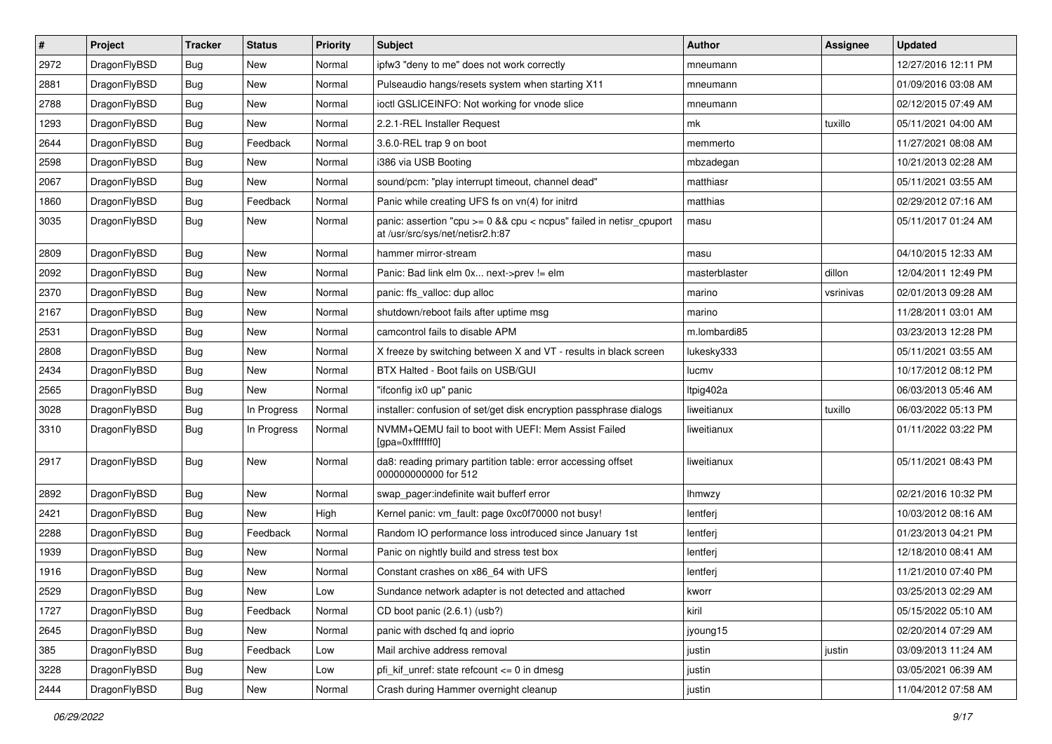| # | Project | Tracker | Status | Priority | Subject | Author | Assignee | Updated |
|---|---|---|---|---|---|---|---|---|
| 2972 | DragonFlyBSD | Bug | New | Normal | ipfw3 "deny to me" does not work correctly | mneumann | | 12/27/2016 12:11 PM |
| 2881 | DragonFlyBSD | Bug | New | Normal | Pulseaudio hangs/resets system when starting X11 | mneumann | | 01/09/2016 03:08 AM |
| 2788 | DragonFlyBSD | Bug | New | Normal | ioctl GSLICEINFO: Not working for vnode slice | mneumann | | 02/12/2015 07:49 AM |
| 1293 | DragonFlyBSD | Bug | New | Normal | 2.2.1-REL Installer Request | mk | tuxillo | 05/11/2021 04:00 AM |
| 2644 | DragonFlyBSD | Bug | Feedback | Normal | 3.6.0-REL trap 9 on boot | memmerto | | 11/27/2021 08:08 AM |
| 2598 | DragonFlyBSD | Bug | New | Normal | i386 via USB Booting | mbzadegan | | 10/21/2013 02:28 AM |
| 2067 | DragonFlyBSD | Bug | New | Normal | sound/pcm: "play interrupt timeout, channel dead" | matthiasr | | 05/11/2021 03:55 AM |
| 1860 | DragonFlyBSD | Bug | Feedback | Normal | Panic while creating UFS fs on vn(4) for initrd | matthias | | 02/29/2012 07:16 AM |
| 3035 | DragonFlyBSD | Bug | New | Normal | panic: assertion "cpu >= 0 && cpu < ncpus" failed in netisr_cpuport at /usr/src/sys/net/netisr2.h:87 | masu | | 05/11/2017 01:24 AM |
| 2809 | DragonFlyBSD | Bug | New | Normal | hammer mirror-stream | masu | | 04/10/2015 12:33 AM |
| 2092 | DragonFlyBSD | Bug | New | Normal | Panic: Bad link elm 0x... next->prev != elm | masterblaster | dillon | 12/04/2011 12:49 PM |
| 2370 | DragonFlyBSD | Bug | New | Normal | panic: ffs_valloc: dup alloc | marino | vsrinivas | 02/01/2013 09:28 AM |
| 2167 | DragonFlyBSD | Bug | New | Normal | shutdown/reboot fails after uptime msg | marino | | 11/28/2011 03:01 AM |
| 2531 | DragonFlyBSD | Bug | New | Normal | camcontrol fails to disable APM | m.lombardi85 | | 03/23/2013 12:28 PM |
| 2808 | DragonFlyBSD | Bug | New | Normal | X freeze by switching between X and VT - results in black screen | lukesky333 | | 05/11/2021 03:55 AM |
| 2434 | DragonFlyBSD | Bug | New | Normal | BTX Halted - Boot fails on USB/GUI | lucmv | | 10/17/2012 08:12 PM |
| 2565 | DragonFlyBSD | Bug | New | Normal | "ifconfig ix0 up" panic | ltpig402a | | 06/03/2013 05:46 AM |
| 3028 | DragonFlyBSD | Bug | In Progress | Normal | installer: confusion of set/get disk encryption passphrase dialogs | liweitianux | tuxillo | 06/03/2022 05:13 PM |
| 3310 | DragonFlyBSD | Bug | In Progress | Normal | NVMM+QEMU fail to boot with UEFI: Mem Assist Failed [gpa=0xfffffff0] | liweitianux | | 01/11/2022 03:22 PM |
| 2917 | DragonFlyBSD | Bug | New | Normal | da8: reading primary partition table: error accessing offset 000000000000 for 512 | liweitianux | | 05/11/2021 08:43 PM |
| 2892 | DragonFlyBSD | Bug | New | Normal | swap_pager:indefinite wait bufferf error | lhmwzy | | 02/21/2016 10:32 PM |
| 2421 | DragonFlyBSD | Bug | New | High | Kernel panic: vm_fault: page 0xc0f70000 not busy! | lentferj | | 10/03/2012 08:16 AM |
| 2288 | DragonFlyBSD | Bug | Feedback | Normal | Random IO performance loss introduced since January 1st | lentferj | | 01/23/2013 04:21 PM |
| 1939 | DragonFlyBSD | Bug | New | Normal | Panic on nightly build and stress test box | lentferj | | 12/18/2010 08:41 AM |
| 1916 | DragonFlyBSD | Bug | New | Normal | Constant crashes on x86_64 with UFS | lentferj | | 11/21/2010 07:40 PM |
| 2529 | DragonFlyBSD | Bug | New | Low | Sundance network adapter is not detected and attached | kworr | | 03/25/2013 02:29 AM |
| 1727 | DragonFlyBSD | Bug | Feedback | Normal | CD boot panic (2.6.1) (usb?) | kiril | | 05/15/2022 05:10 AM |
| 2645 | DragonFlyBSD | Bug | New | Normal | panic with dsched fq and ioprio | jyoung15 | | 02/20/2014 07:29 AM |
| 385 | DragonFlyBSD | Bug | Feedback | Low | Mail archive address removal | justin | justin | 03/09/2013 11:24 AM |
| 3228 | DragonFlyBSD | Bug | New | Low | pfi_kif_unref: state refcount <= 0 in dmesg | justin | | 03/05/2021 06:39 AM |
| 2444 | DragonFlyBSD | Bug | New | Normal | Crash during Hammer overnight cleanup | justin | | 11/04/2012 07:58 AM |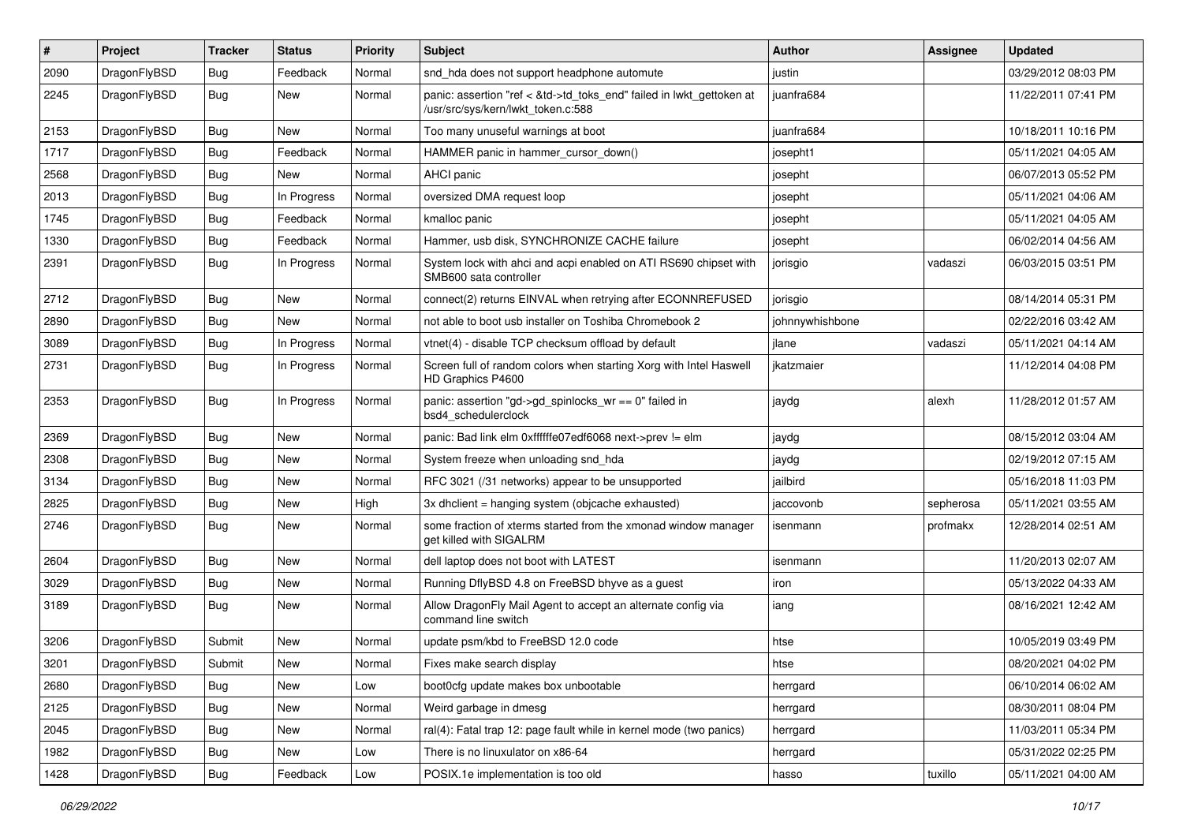| # | Project | Tracker | Status | Priority | Subject | Author | Assignee | Updated |
|---|---|---|---|---|---|---|---|---|
| 2090 | DragonFlyBSD | Bug | Feedback | Normal | snd_hda does not support headphone automute | justin | | 03/29/2012 08:03 PM |
| 2245 | DragonFlyBSD | Bug | New | Normal | panic: assertion "ref < &td->td_toks_end" failed in lwkt_gettoken at /usr/src/sys/kern/lwkt_token.c:588 | juanfra684 | | 11/22/2011 07:41 PM |
| 2153 | DragonFlyBSD | Bug | New | Normal | Too many unuseful warnings at boot | juanfra684 | | 10/18/2011 10:16 PM |
| 1717 | DragonFlyBSD | Bug | Feedback | Normal | HAMMER panic in hammer_cursor_down() | josepht1 | | 05/11/2021 04:05 AM |
| 2568 | DragonFlyBSD | Bug | New | Normal | AHCI panic | josepht | | 06/07/2013 05:52 PM |
| 2013 | DragonFlyBSD | Bug | In Progress | Normal | oversized DMA request loop | josepht | | 05/11/2021 04:06 AM |
| 1745 | DragonFlyBSD | Bug | Feedback | Normal | kmalloc panic | josepht | | 05/11/2021 04:05 AM |
| 1330 | DragonFlyBSD | Bug | Feedback | Normal | Hammer, usb disk, SYNCHRONIZE CACHE failure | josepht | | 06/02/2014 04:56 AM |
| 2391 | DragonFlyBSD | Bug | In Progress | Normal | System lock with ahci and acpi enabled on ATI RS690 chipset with SMB600 sata controller | jorisgio | vadaszi | 06/03/2015 03:51 PM |
| 2712 | DragonFlyBSD | Bug | New | Normal | connect(2) returns EINVAL when retrying after ECONNREFUSED | jorisgio | | 08/14/2014 05:31 PM |
| 2890 | DragonFlyBSD | Bug | New | Normal | not able to boot usb installer on Toshiba Chromebook 2 | johnnywhishbone | | 02/22/2016 03:42 AM |
| 3089 | DragonFlyBSD | Bug | In Progress | Normal | vtnet(4) - disable TCP checksum offload by default | jlane | vadaszi | 05/11/2021 04:14 AM |
| 2731 | DragonFlyBSD | Bug | In Progress | Normal | Screen full of random colors when starting Xorg with Intel Haswell HD Graphics P4600 | jkatzmaier | | 11/12/2014 04:08 PM |
| 2353 | DragonFlyBSD | Bug | In Progress | Normal | panic: assertion "gd->gd_spinlocks_wr == 0" failed in bsd4_schedulerclock | jaydg | alexh | 11/28/2012 01:57 AM |
| 2369 | DragonFlyBSD | Bug | New | Normal | panic: Bad link elm 0xffffffe07edf6068 next->prev != elm | jaydg | | 08/15/2012 03:04 AM |
| 2308 | DragonFlyBSD | Bug | New | Normal | System freeze when unloading snd_hda | jaydg | | 02/19/2012 07:15 AM |
| 3134 | DragonFlyBSD | Bug | New | Normal | RFC 3021 (/31 networks) appear to be unsupported | jailbird | | 05/16/2018 11:03 PM |
| 2825 | DragonFlyBSD | Bug | New | High | 3x dhclient = hanging system (objcache exhausted) | jaccovonb | sepherosa | 05/11/2021 03:55 AM |
| 2746 | DragonFlyBSD | Bug | New | Normal | some fraction of xterms started from the xmonad window manager get killed with SIGALRM | isenmann | profmakx | 12/28/2014 02:51 AM |
| 2604 | DragonFlyBSD | Bug | New | Normal | dell laptop does not boot with LATEST | isenmann | | 11/20/2013 02:07 AM |
| 3029 | DragonFlyBSD | Bug | New | Normal | Running DflyBSD 4.8 on FreeBSD bhyve as a guest | iron | | 05/13/2022 04:33 AM |
| 3189 | DragonFlyBSD | Bug | New | Normal | Allow DragonFly Mail Agent to accept an alternate config via command line switch | iang | | 08/16/2021 12:42 AM |
| 3206 | DragonFlyBSD | Submit | New | Normal | update psm/kbd to FreeBSD 12.0 code | htse | | 10/05/2019 03:49 PM |
| 3201 | DragonFlyBSD | Submit | New | Normal | Fixes make search display | htse | | 08/20/2021 04:02 PM |
| 2680 | DragonFlyBSD | Bug | New | Low | boot0cfg update makes box unbootable | herrgard | | 06/10/2014 06:02 AM |
| 2125 | DragonFlyBSD | Bug | New | Normal | Weird garbage in dmesg | herrgard | | 08/30/2011 08:04 PM |
| 2045 | DragonFlyBSD | Bug | New | Normal | ral(4): Fatal trap 12: page fault while in kernel mode (two panics) | herrgard | | 11/03/2011 05:34 PM |
| 1982 | DragonFlyBSD | Bug | New | Low | There is no linuxulator on x86-64 | herrgard | | 05/31/2022 02:25 PM |
| 1428 | DragonFlyBSD | Bug | Feedback | Low | POSIX.1e implementation is too old | hasso | tuxillo | 05/11/2021 04:00 AM |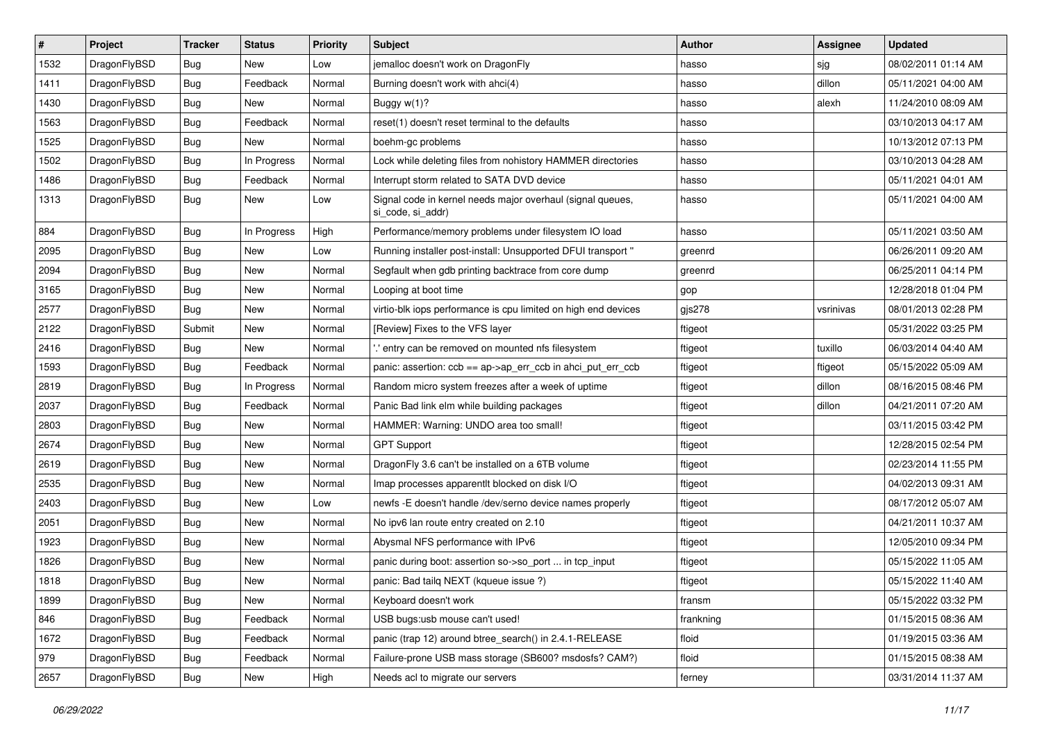| # | Project | Tracker | Status | Priority | Subject | Author | Assignee | Updated |
|---|---|---|---|---|---|---|---|---|
| 1532 | DragonFlyBSD | Bug | New | Low | jemalloc doesn't work on DragonFly | hasso | sjg | 08/02/2011 01:14 AM |
| 1411 | DragonFlyBSD | Bug | Feedback | Normal | Burning doesn't work with ahci(4) | hasso | dillon | 05/11/2021 04:00 AM |
| 1430 | DragonFlyBSD | Bug | New | Normal | Buggy w(1)? | hasso | alexh | 11/24/2010 08:09 AM |
| 1563 | DragonFlyBSD | Bug | Feedback | Normal | reset(1) doesn't reset terminal to the defaults | hasso | | 03/10/2013 04:17 AM |
| 1525 | DragonFlyBSD | Bug | New | Normal | boehm-gc problems | hasso | | 10/13/2012 07:13 PM |
| 1502 | DragonFlyBSD | Bug | In Progress | Normal | Lock while deleting files from nohistory HAMMER directories | hasso | | 03/10/2013 04:28 AM |
| 1486 | DragonFlyBSD | Bug | Feedback | Normal | Interrupt storm related to SATA DVD device | hasso | | 05/11/2021 04:01 AM |
| 1313 | DragonFlyBSD | Bug | New | Low | Signal code in kernel needs major overhaul (signal queues, si_code, si_addr) | hasso | | 05/11/2021 04:00 AM |
| 884 | DragonFlyBSD | Bug | In Progress | High | Performance/memory problems under filesystem IO load | hasso | | 05/11/2021 03:50 AM |
| 2095 | DragonFlyBSD | Bug | New | Low | Running installer post-install: Unsupported DFUI transport " | greenrd | | 06/26/2011 09:20 AM |
| 2094 | DragonFlyBSD | Bug | New | Normal | Segfault when gdb printing backtrace from core dump | greenrd | | 06/25/2011 04:14 PM |
| 3165 | DragonFlyBSD | Bug | New | Normal | Looping at boot time | gop | | 12/28/2018 01:04 PM |
| 2577 | DragonFlyBSD | Bug | New | Normal | virtio-blk iops performance is cpu limited on high end devices | gjs278 | vsrinivas | 08/01/2013 02:28 PM |
| 2122 | DragonFlyBSD | Submit | New | Normal | [Review] Fixes to the VFS layer | ftigeot | | 05/31/2022 03:25 PM |
| 2416 | DragonFlyBSD | Bug | New | Normal | '.' entry can be removed on mounted nfs filesystem | ftigeot | tuxillo | 06/03/2014 04:40 AM |
| 1593 | DragonFlyBSD | Bug | Feedback | Normal | panic: assertion: ccb == ap->ap_err_ccb in ahci_put_err_ccb | ftigeot | ftigeot | 05/15/2022 05:09 AM |
| 2819 | DragonFlyBSD | Bug | In Progress | Normal | Random micro system freezes after a week of uptime | ftigeot | dillon | 08/16/2015 08:46 PM |
| 2037 | DragonFlyBSD | Bug | Feedback | Normal | Panic Bad link elm while building packages | ftigeot | dillon | 04/21/2011 07:20 AM |
| 2803 | DragonFlyBSD | Bug | New | Normal | HAMMER: Warning: UNDO area too small! | ftigeot | | 03/11/2015 03:42 PM |
| 2674 | DragonFlyBSD | Bug | New | Normal | GPT Support | ftigeot | | 12/28/2015 02:54 PM |
| 2619 | DragonFlyBSD | Bug | New | Normal | DragonFly 3.6 can't be installed on a 6TB volume | ftigeot | | 02/23/2014 11:55 PM |
| 2535 | DragonFlyBSD | Bug | New | Normal | Imap processes apparentlt blocked on disk I/O | ftigeot | | 04/02/2013 09:31 AM |
| 2403 | DragonFlyBSD | Bug | New | Low | newfs -E doesn't handle /dev/serno device names properly | ftigeot | | 08/17/2012 05:07 AM |
| 2051 | DragonFlyBSD | Bug | New | Normal | No ipv6 lan route entry created on 2.10 | ftigeot | | 04/21/2011 10:37 AM |
| 1923 | DragonFlyBSD | Bug | New | Normal | Abysmal NFS performance with IPv6 | ftigeot | | 12/05/2010 09:34 PM |
| 1826 | DragonFlyBSD | Bug | New | Normal | panic during boot: assertion so->so_port ... in tcp_input | ftigeot | | 05/15/2022 11:05 AM |
| 1818 | DragonFlyBSD | Bug | New | Normal | panic: Bad tailq NEXT (kqueue issue ?) | ftigeot | | 05/15/2022 11:40 AM |
| 1899 | DragonFlyBSD | Bug | New | Normal | Keyboard doesn't work | fransm | | 05/15/2022 03:32 PM |
| 846 | DragonFlyBSD | Bug | Feedback | Normal | USB bugs:usb mouse can't used! | frankning | | 01/15/2015 08:36 AM |
| 1672 | DragonFlyBSD | Bug | Feedback | Normal | panic (trap 12) around btree_search() in 2.4.1-RELEASE | floid | | 01/19/2015 03:36 AM |
| 979 | DragonFlyBSD | Bug | Feedback | Normal | Failure-prone USB mass storage (SB600? msdosfs? CAM?) | floid | | 01/15/2015 08:38 AM |
| 2657 | DragonFlyBSD | Bug | New | High | Needs acl to migrate our servers | ferney | | 03/31/2014 11:37 AM |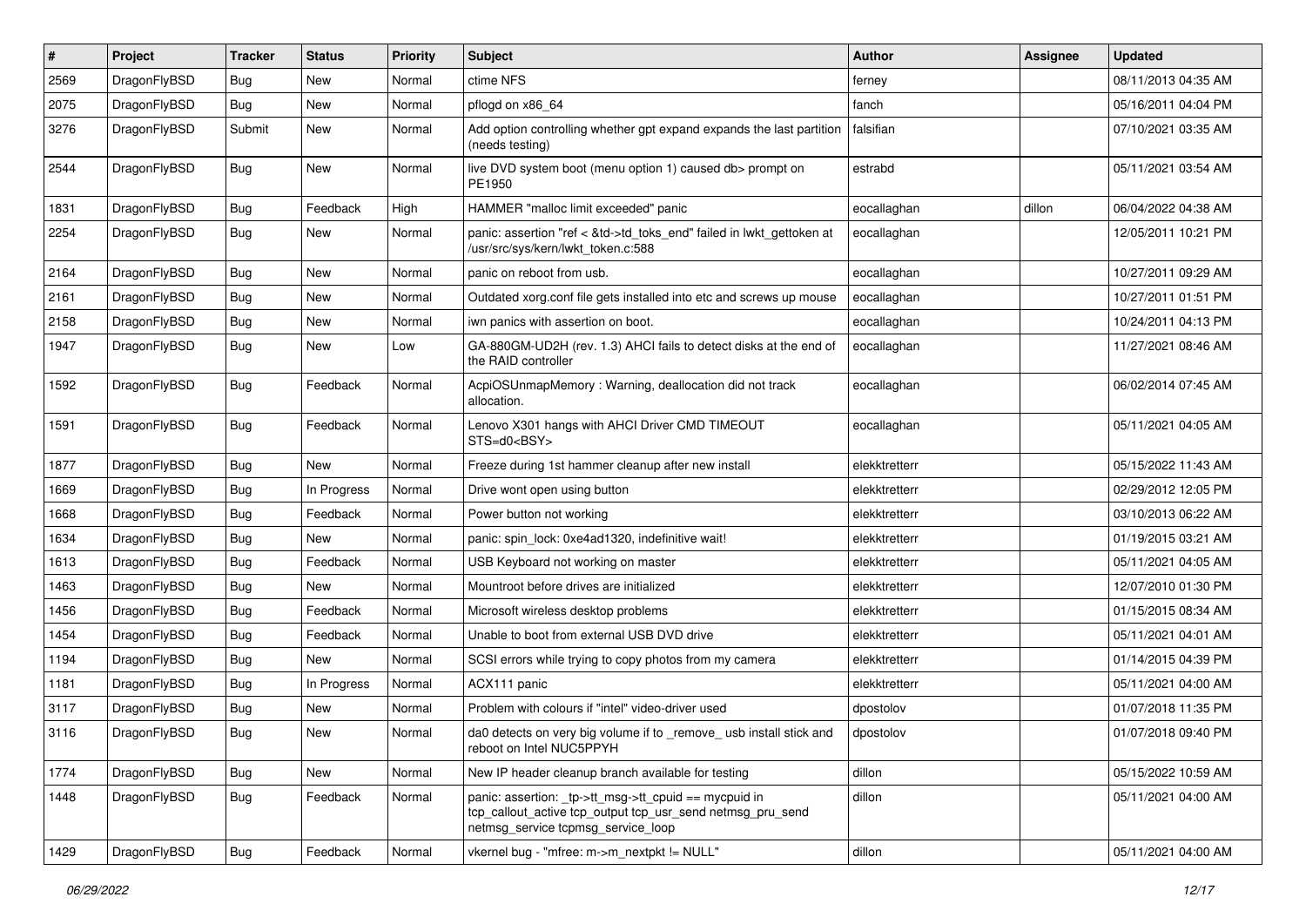| # | Project | Tracker | Status | Priority | Subject | Author | Assignee | Updated |
|---|---|---|---|---|---|---|---|---|
| 2569 | DragonFlyBSD | Bug | New | Normal | ctime NFS | ferney | | 08/11/2013 04:35 AM |
| 2075 | DragonFlyBSD | Bug | New | Normal | pflogd on x86_64 | fanch | | 05/16/2011 04:04 PM |
| 3276 | DragonFlyBSD | Submit | New | Normal | Add option controlling whether gpt expand expands the last partition (needs testing) | falsifian | | 07/10/2021 03:35 AM |
| 2544 | DragonFlyBSD | Bug | New | Normal | live DVD system boot (menu option 1) caused db> prompt on PE1950 | estrabd | | 05/11/2021 03:54 AM |
| 1831 | DragonFlyBSD | Bug | Feedback | High | HAMMER "malloc limit exceeded" panic | eocallaghan | dillon | 06/04/2022 04:38 AM |
| 2254 | DragonFlyBSD | Bug | New | Normal | panic: assertion "ref < &td->td_toks_end" failed in lwkt_gettoken at /usr/src/sys/kern/lwkt_token.c:588 | eocallaghan | | 12/05/2011 10:21 PM |
| 2164 | DragonFlyBSD | Bug | New | Normal | panic on reboot from usb. | eocallaghan | | 10/27/2011 09:29 AM |
| 2161 | DragonFlyBSD | Bug | New | Normal | Outdated xorg.conf file gets installed into etc and screws up mouse | eocallaghan | | 10/27/2011 01:51 PM |
| 2158 | DragonFlyBSD | Bug | New | Normal | iwn panics with assertion on boot. | eocallaghan | | 10/24/2011 04:13 PM |
| 1947 | DragonFlyBSD | Bug | New | Low | GA-880GM-UD2H (rev. 1.3) AHCI fails to detect disks at the end of the RAID controller | eocallaghan | | 11/27/2021 08:46 AM |
| 1592 | DragonFlyBSD | Bug | Feedback | Normal | AcpiOSUnmapMemory : Warning, deallocation did not track allocation. | eocallaghan | | 06/02/2014 07:45 AM |
| 1591 | DragonFlyBSD | Bug | Feedback | Normal | Lenovo X301 hangs with AHCI Driver CMD TIMEOUT STS=d0<BSY> | eocallaghan | | 05/11/2021 04:05 AM |
| 1877 | DragonFlyBSD | Bug | New | Normal | Freeze during 1st hammer cleanup after new install | elekktretterr | | 05/15/2022 11:43 AM |
| 1669 | DragonFlyBSD | Bug | In Progress | Normal | Drive wont open using button | elekktretterr | | 02/29/2012 12:05 PM |
| 1668 | DragonFlyBSD | Bug | Feedback | Normal | Power button not working | elekktretterr | | 03/10/2013 06:22 AM |
| 1634 | DragonFlyBSD | Bug | New | Normal | panic: spin_lock: 0xe4ad1320, indefinitive wait! | elekktretterr | | 01/19/2015 03:21 AM |
| 1613 | DragonFlyBSD | Bug | Feedback | Normal | USB Keyboard not working on master | elekktretterr | | 05/11/2021 04:05 AM |
| 1463 | DragonFlyBSD | Bug | New | Normal | Mountroot before drives are initialized | elekktretterr | | 12/07/2010 01:30 PM |
| 1456 | DragonFlyBSD | Bug | Feedback | Normal | Microsoft wireless desktop problems | elekktretterr | | 01/15/2015 08:34 AM |
| 1454 | DragonFlyBSD | Bug | Feedback | Normal | Unable to boot from external USB DVD drive | elekktretterr | | 05/11/2021 04:01 AM |
| 1194 | DragonFlyBSD | Bug | New | Normal | SCSI errors while trying to copy photos from my camera | elekktretterr | | 01/14/2015 04:39 PM |
| 1181 | DragonFlyBSD | Bug | In Progress | Normal | ACX111 panic | elekktretterr | | 05/11/2021 04:00 AM |
| 3117 | DragonFlyBSD | Bug | New | Normal | Problem with colours if "intel" video-driver used | dpostolov | | 01/07/2018 11:35 PM |
| 3116 | DragonFlyBSD | Bug | New | Normal | da0 detects on very big volume if to _remove_ usb install stick and reboot on Intel NUC5PPYH | dpostolov | | 01/07/2018 09:40 PM |
| 1774 | DragonFlyBSD | Bug | New | Normal | New IP header cleanup branch available for testing | dillon | | 05/15/2022 10:59 AM |
| 1448 | DragonFlyBSD | Bug | Feedback | Normal | panic: assertion: _tp->tt_msg->tt_cpuid == mycpuid in tcp_callout_active tcp_output tcp_usr_send netmsg_pru_send netmsg_service tcpmsg_service_loop | dillon | | 05/11/2021 04:00 AM |
| 1429 | DragonFlyBSD | Bug | Feedback | Normal | vkernel bug - "mfree: m->m_nextpkt != NULL" | dillon | | 05/11/2021 04:00 AM |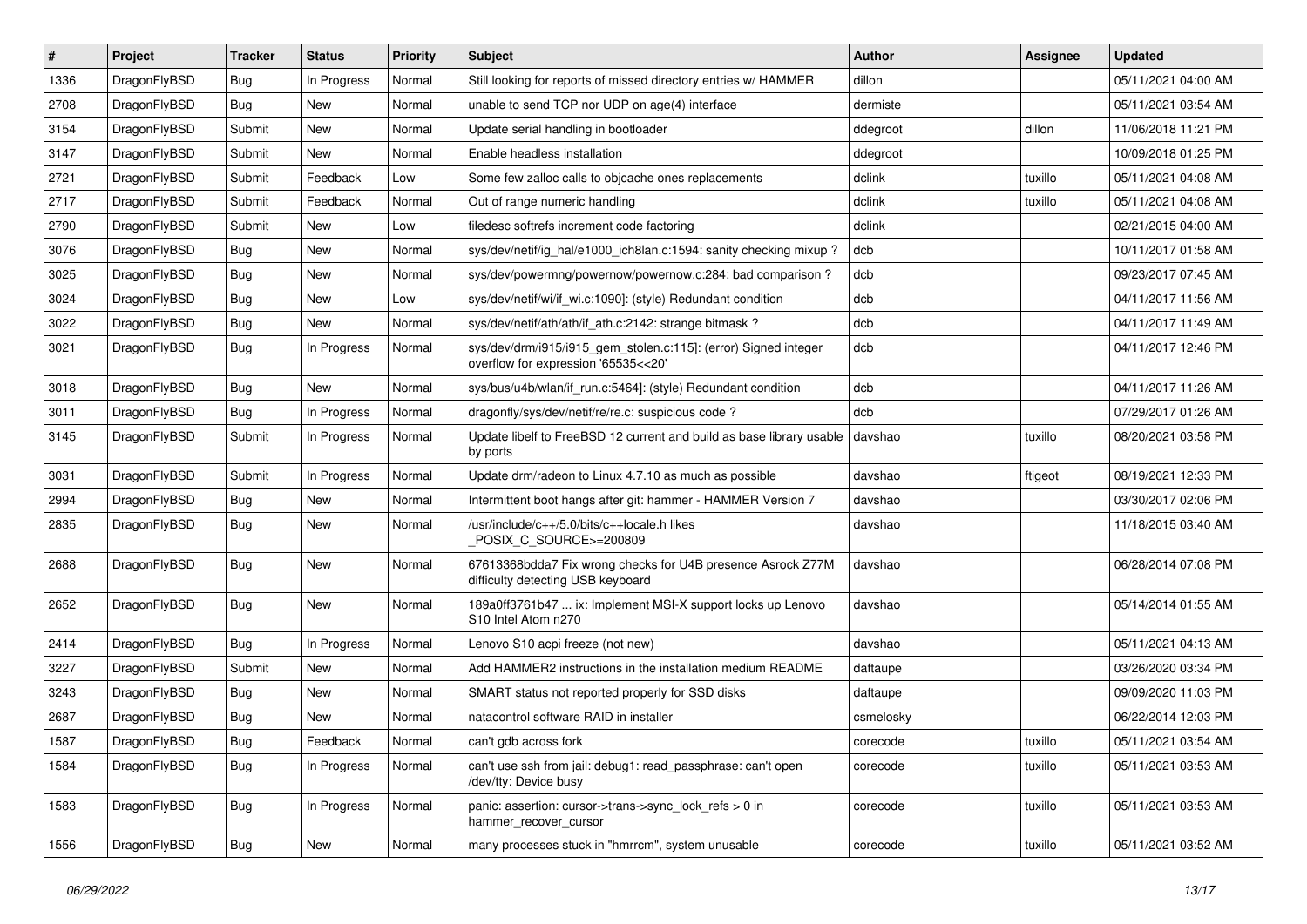| # | Project | Tracker | Status | Priority | Subject | Author | Assignee | Updated |
|---|---|---|---|---|---|---|---|---|
| 1336 | DragonFlyBSD | Bug | In Progress | Normal | Still looking for reports of missed directory entries w/ HAMMER | dillon | | 05/11/2021 04:00 AM |
| 2708 | DragonFlyBSD | Bug | New | Normal | unable to send TCP nor UDP on age(4) interface | dermiste | | 05/11/2021 03:54 AM |
| 3154 | DragonFlyBSD | Submit | New | Normal | Update serial handling in bootloader | ddegroot | dillon | 11/06/2018 11:21 PM |
| 3147 | DragonFlyBSD | Submit | New | Normal | Enable headless installation | ddegroot | | 10/09/2018 01:25 PM |
| 2721 | DragonFlyBSD | Submit | Feedback | Low | Some few zalloc calls to objcache ones replacements | dclink | tuxillo | 05/11/2021 04:08 AM |
| 2717 | DragonFlyBSD | Submit | Feedback | Normal | Out of range numeric handling | dclink | tuxillo | 05/11/2021 04:08 AM |
| 2790 | DragonFlyBSD | Submit | New | Low | filedesc softrefs increment code factoring | dclink | | 02/21/2015 04:00 AM |
| 3076 | DragonFlyBSD | Bug | New | Normal | sys/dev/netif/ig_hal/e1000_ich8lan.c:1594: sanity checking mixup ? | dcb | | 10/11/2017 01:58 AM |
| 3025 | DragonFlyBSD | Bug | New | Normal | sys/dev/powermng/powernow/powernow.c:284: bad comparison ? | dcb | | 09/23/2017 07:45 AM |
| 3024 | DragonFlyBSD | Bug | New | Low | sys/dev/netif/wi/if_wi.c:1090]: (style) Redundant condition | dcb | | 04/11/2017 11:56 AM |
| 3022 | DragonFlyBSD | Bug | New | Normal | sys/dev/netif/ath/ath/if_ath.c:2142: strange bitmask ? | dcb | | 04/11/2017 11:49 AM |
| 3021 | DragonFlyBSD | Bug | In Progress | Normal | sys/dev/drm/i915/i915_gem_stolen.c:115]: (error) Signed integer overflow for expression '65535<<20' | dcb | | 04/11/2017 12:46 PM |
| 3018 | DragonFlyBSD | Bug | New | Normal | sys/bus/u4b/wlan/if_run.c:5464]: (style) Redundant condition | dcb | | 04/11/2017 11:26 AM |
| 3011 | DragonFlyBSD | Bug | In Progress | Normal | dragonfly/sys/dev/netif/re/re.c: suspicious code ? | dcb | | 07/29/2017 01:26 AM |
| 3145 | DragonFlyBSD | Submit | In Progress | Normal | Update libelf to FreeBSD 12 current and build as base library usable by ports | davshao | tuxillo | 08/20/2021 03:58 PM |
| 3031 | DragonFlyBSD | Submit | In Progress | Normal | Update drm/radeon to Linux 4.7.10 as much as possible | davshao | ftigeot | 08/19/2021 12:33 PM |
| 2994 | DragonFlyBSD | Bug | New | Normal | Intermittent boot hangs after git: hammer - HAMMER Version 7 | davshao | | 03/30/2017 02:06 PM |
| 2835 | DragonFlyBSD | Bug | New | Normal | /usr/include/c++/5.0/bits/c++locale.h likes _POSIX_C_SOURCE>=200809 | davshao | | 11/18/2015 03:40 AM |
| 2688 | DragonFlyBSD | Bug | New | Normal | 67613368bdda7 Fix wrong checks for U4B presence Asrock Z77M difficulty detecting USB keyboard | davshao | | 06/28/2014 07:08 PM |
| 2652 | DragonFlyBSD | Bug | New | Normal | 189a0ff3761b47 ... ix: Implement MSI-X support locks up Lenovo S10 Intel Atom n270 | davshao | | 05/14/2014 01:55 AM |
| 2414 | DragonFlyBSD | Bug | In Progress | Normal | Lenovo S10 acpi freeze (not new) | davshao | | 05/11/2021 04:13 AM |
| 3227 | DragonFlyBSD | Submit | New | Normal | Add HAMMER2 instructions in the installation medium README | daftaupe | | 03/26/2020 03:34 PM |
| 3243 | DragonFlyBSD | Bug | New | Normal | SMART status not reported properly for SSD disks | daftaupe | | 09/09/2020 11:03 PM |
| 2687 | DragonFlyBSD | Bug | New | Normal | natacontrol software RAID in installer | csmelosky | | 06/22/2014 12:03 PM |
| 1587 | DragonFlyBSD | Bug | Feedback | Normal | can't gdb across fork | corecode | tuxillo | 05/11/2021 03:54 AM |
| 1584 | DragonFlyBSD | Bug | In Progress | Normal | can't use ssh from jail: debug1: read_passphrase: can't open /dev/tty: Device busy | corecode | tuxillo | 05/11/2021 03:53 AM |
| 1583 | DragonFlyBSD | Bug | In Progress | Normal | panic: assertion: cursor->trans->sync_lock_refs > 0 in hammer_recover_cursor | corecode | tuxillo | 05/11/2021 03:53 AM |
| 1556 | DragonFlyBSD | Bug | New | Normal | many processes stuck in "hmrrcm", system unusable | corecode | tuxillo | 05/11/2021 03:52 AM |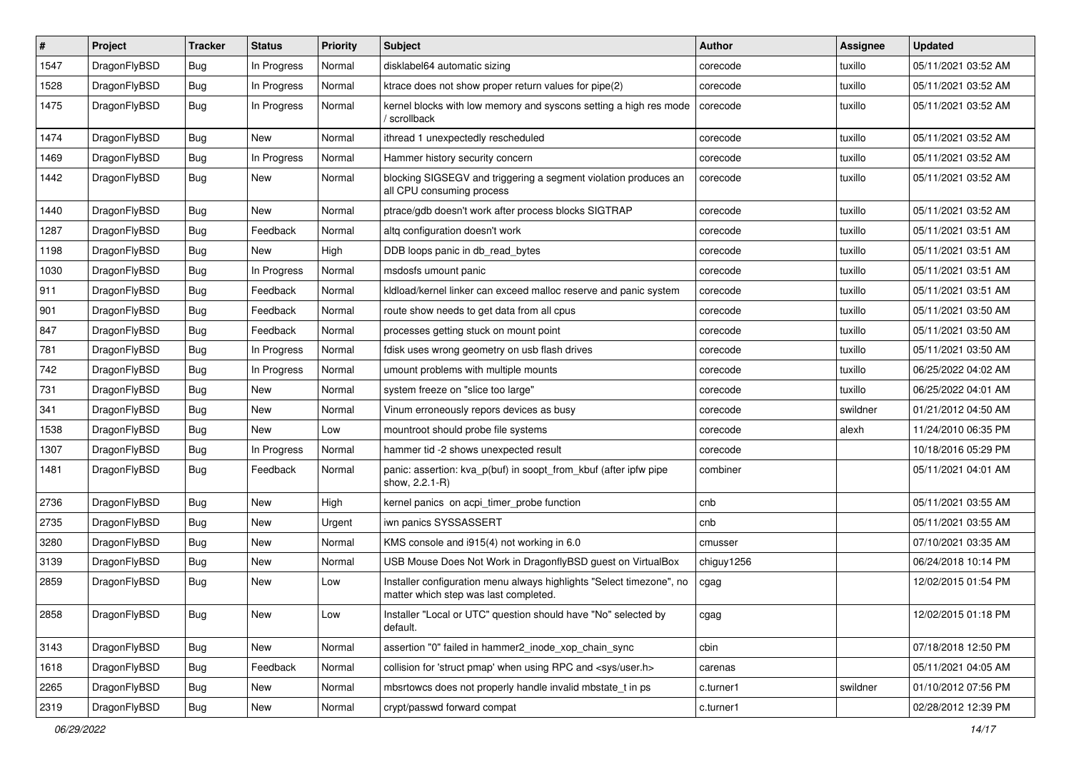| # | Project | Tracker | Status | Priority | Subject | Author | Assignee | Updated |
|---|---|---|---|---|---|---|---|---|
| 1547 | DragonFlyBSD | Bug | In Progress | Normal | disklabel64 automatic sizing | corecode | tuxillo | 05/11/2021 03:52 AM |
| 1528 | DragonFlyBSD | Bug | In Progress | Normal | ktrace does not show proper return values for pipe(2) | corecode | tuxillo | 05/11/2021 03:52 AM |
| 1475 | DragonFlyBSD | Bug | In Progress | Normal | kernel blocks with low memory and syscons setting a high res mode / scrollback | corecode | tuxillo | 05/11/2021 03:52 AM |
| 1474 | DragonFlyBSD | Bug | New | Normal | ithread 1 unexpectedly rescheduled | corecode | tuxillo | 05/11/2021 03:52 AM |
| 1469 | DragonFlyBSD | Bug | In Progress | Normal | Hammer history security concern | corecode | tuxillo | 05/11/2021 03:52 AM |
| 1442 | DragonFlyBSD | Bug | New | Normal | blocking SIGSEGV and triggering a segment violation produces an all CPU consuming process | corecode | tuxillo | 05/11/2021 03:52 AM |
| 1440 | DragonFlyBSD | Bug | New | Normal | ptrace/gdb doesn't work after process blocks SIGTRAP | corecode | tuxillo | 05/11/2021 03:52 AM |
| 1287 | DragonFlyBSD | Bug | Feedback | Normal | altq configuration doesn't work | corecode | tuxillo | 05/11/2021 03:51 AM |
| 1198 | DragonFlyBSD | Bug | New | High | DDB loops panic in db_read_bytes | corecode | tuxillo | 05/11/2021 03:51 AM |
| 1030 | DragonFlyBSD | Bug | In Progress | Normal | msdosfs umount panic | corecode | tuxillo | 05/11/2021 03:51 AM |
| 911 | DragonFlyBSD | Bug | Feedback | Normal | kldload/kernel linker can exceed malloc reserve and panic system | corecode | tuxillo | 05/11/2021 03:51 AM |
| 901 | DragonFlyBSD | Bug | Feedback | Normal | route show needs to get data from all cpus | corecode | tuxillo | 05/11/2021 03:50 AM |
| 847 | DragonFlyBSD | Bug | Feedback | Normal | processes getting stuck on mount point | corecode | tuxillo | 05/11/2021 03:50 AM |
| 781 | DragonFlyBSD | Bug | In Progress | Normal | fdisk uses wrong geometry on usb flash drives | corecode | tuxillo | 05/11/2021 03:50 AM |
| 742 | DragonFlyBSD | Bug | In Progress | Normal | umount problems with multiple mounts | corecode | tuxillo | 06/25/2022 04:02 AM |
| 731 | DragonFlyBSD | Bug | New | Normal | system freeze on "slice too large" | corecode | tuxillo | 06/25/2022 04:01 AM |
| 341 | DragonFlyBSD | Bug | New | Normal | Vinum erroneously repors devices as busy | corecode | swildner | 01/21/2012 04:50 AM |
| 1538 | DragonFlyBSD | Bug | New | Low | mountroot should probe file systems | corecode | alexh | 11/24/2010 06:35 PM |
| 1307 | DragonFlyBSD | Bug | In Progress | Normal | hammer tid -2 shows unexpected result | corecode | | 10/18/2016 05:29 PM |
| 1481 | DragonFlyBSD | Bug | Feedback | Normal | panic: assertion: kva_p(buf) in soopt_from_kbuf (after ipfw pipe show, 2.2.1-R) | combiner | | 05/11/2021 04:01 AM |
| 2736 | DragonFlyBSD | Bug | New | High | kernel panics on acpi_timer_probe function | cnb | | 05/11/2021 03:55 AM |
| 2735 | DragonFlyBSD | Bug | New | Urgent | iwn panics SYSSASSERT | cnb | | 05/11/2021 03:55 AM |
| 3280 | DragonFlyBSD | Bug | New | Normal | KMS console and i915(4) not working in 6.0 | cmusser | | 07/10/2021 03:35 AM |
| 3139 | DragonFlyBSD | Bug | New | Normal | USB Mouse Does Not Work in DragonflyBSD guest on VirtualBox | chiguy1256 | | 06/24/2018 10:14 PM |
| 2859 | DragonFlyBSD | Bug | New | Low | Installer configuration menu always highlights "Select timezone", no matter which step was last completed. | cgag | | 12/02/2015 01:54 PM |
| 2858 | DragonFlyBSD | Bug | New | Low | Installer "Local or UTC" question should have "No" selected by default. | cgag | | 12/02/2015 01:18 PM |
| 3143 | DragonFlyBSD | Bug | New | Normal | assertion "0" failed in hammer2_inode_xop_chain_sync | cbin | | 07/18/2018 12:50 PM |
| 1618 | DragonFlyBSD | Bug | Feedback | Normal | collision for 'struct pmap' when using RPC and <sys/user.h> | carenas | | 05/11/2021 04:05 AM |
| 2265 | DragonFlyBSD | Bug | New | Normal | mbsrtowcs does not properly handle invalid mbstate_t in ps | c.turner1 | swildner | 01/10/2012 07:56 PM |
| 2319 | DragonFlyBSD | Bug | New | Normal | crypt/passwd forward compat | c.turner1 | | 02/28/2012 12:39 PM |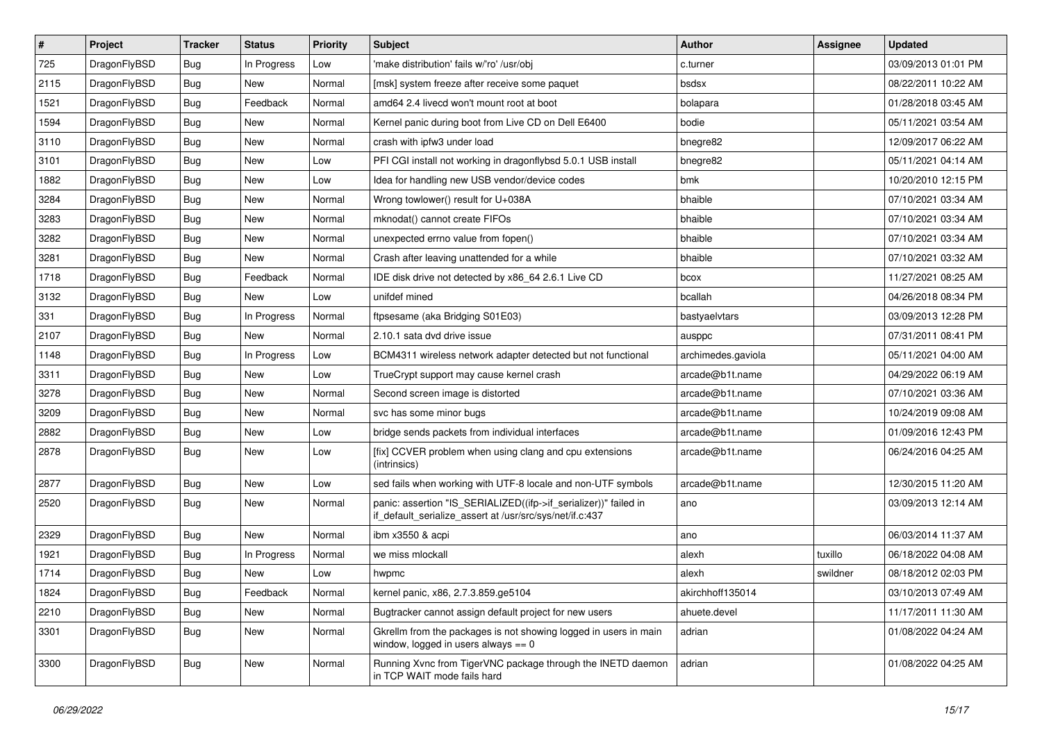| # | Project | Tracker | Status | Priority | Subject | Author | Assignee | Updated |
| --- | --- | --- | --- | --- | --- | --- | --- | --- |
| 725 | DragonFlyBSD | Bug | In Progress | Low | 'make distribution' fails w/'ro' /usr/obj | c.turner | | 03/09/2013 01:01 PM |
| 2115 | DragonFlyBSD | Bug | New | Normal | [msk] system freeze after receive some paquet | bsdsx | | 08/22/2011 10:22 AM |
| 1521 | DragonFlyBSD | Bug | Feedback | Normal | amd64 2.4 livecd won't mount root at boot | bolapara | | 01/28/2018 03:45 AM |
| 1594 | DragonFlyBSD | Bug | New | Normal | Kernel panic during boot from Live CD on Dell E6400 | bodie | | 05/11/2021 03:54 AM |
| 3110 | DragonFlyBSD | Bug | New | Normal | crash with ipfw3 under load | bnegre82 | | 12/09/2017 06:22 AM |
| 3101 | DragonFlyBSD | Bug | New | Low | PFI CGI install not working in dragonflybsd 5.0.1 USB install | bnegre82 | | 05/11/2021 04:14 AM |
| 1882 | DragonFlyBSD | Bug | New | Low | Idea for handling new USB vendor/device codes | bmk | | 10/20/2010 12:15 PM |
| 3284 | DragonFlyBSD | Bug | New | Normal | Wrong towlower() result for U+038A | bhaible | | 07/10/2021 03:34 AM |
| 3283 | DragonFlyBSD | Bug | New | Normal | mknodat() cannot create FIFOs | bhaible | | 07/10/2021 03:34 AM |
| 3282 | DragonFlyBSD | Bug | New | Normal | unexpected errno value from fopen() | bhaible | | 07/10/2021 03:34 AM |
| 3281 | DragonFlyBSD | Bug | New | Normal | Crash after leaving unattended for a while | bhaible | | 07/10/2021 03:32 AM |
| 1718 | DragonFlyBSD | Bug | Feedback | Normal | IDE disk drive not detected by x86_64 2.6.1 Live CD | bcox | | 11/27/2021 08:25 AM |
| 3132 | DragonFlyBSD | Bug | New | Low | unifdef mined | bcallah | | 04/26/2018 08:34 PM |
| 331 | DragonFlyBSD | Bug | In Progress | Normal | ftpsesame (aka Bridging S01E03) | bastyaelvtars | | 03/09/2013 12:28 PM |
| 2107 | DragonFlyBSD | Bug | New | Normal | 2.10.1 sata dvd drive issue | ausppc | | 07/31/2011 08:41 PM |
| 1148 | DragonFlyBSD | Bug | In Progress | Low | BCM4311 wireless network adapter detected but not functional | archimedes.gaviola | | 05/11/2021 04:00 AM |
| 3311 | DragonFlyBSD | Bug | New | Low | TrueCrypt support may cause kernel crash | arcade@b1t.name | | 04/29/2022 06:19 AM |
| 3278 | DragonFlyBSD | Bug | New | Normal | Second screen image is distorted | arcade@b1t.name | | 07/10/2021 03:36 AM |
| 3209 | DragonFlyBSD | Bug | New | Normal | svc has some minor bugs | arcade@b1t.name | | 10/24/2019 09:08 AM |
| 2882 | DragonFlyBSD | Bug | New | Low | bridge sends packets from individual interfaces | arcade@b1t.name | | 01/09/2016 12:43 PM |
| 2878 | DragonFlyBSD | Bug | New | Low | [fix] CCVER problem when using clang and cpu extensions (intrinsics) | arcade@b1t.name | | 06/24/2016 04:25 AM |
| 2877 | DragonFlyBSD | Bug | New | Low | sed fails when working with UTF-8 locale and non-UTF symbols | arcade@b1t.name | | 12/30/2015 11:20 AM |
| 2520 | DragonFlyBSD | Bug | New | Normal | panic: assertion "IS_SERIALIZED((ifp->if_serializer))" failed in if_default_serialize_assert at /usr/src/sys/net/if.c:437 | ano | | 03/09/2013 12:14 AM |
| 2329 | DragonFlyBSD | Bug | New | Normal | ibm x3550 & acpi | ano | | 06/03/2014 11:37 AM |
| 1921 | DragonFlyBSD | Bug | In Progress | Normal | we miss mlockall | alexh | tuxillo | 06/18/2022 04:08 AM |
| 1714 | DragonFlyBSD | Bug | New | Low | hwpmc | alexh | swildner | 08/18/2012 02:03 PM |
| 1824 | DragonFlyBSD | Bug | Feedback | Normal | kernel panic, x86, 2.7.3.859.ge5104 | akirchhoff135014 | | 03/10/2013 07:49 AM |
| 2210 | DragonFlyBSD | Bug | New | Normal | Bugtracker cannot assign default project for new users | ahuete.devel | | 11/17/2011 11:30 AM |
| 3301 | DragonFlyBSD | Bug | New | Normal | Gkrellm from the packages is not showing logged in users in main window, logged in users always == 0 | adrian | | 01/08/2022 04:24 AM |
| 3300 | DragonFlyBSD | Bug | New | Normal | Running Xvnc from TigerVNC package through the INETD daemon in TCP WAIT mode fails hard | adrian | | 01/08/2022 04:25 AM |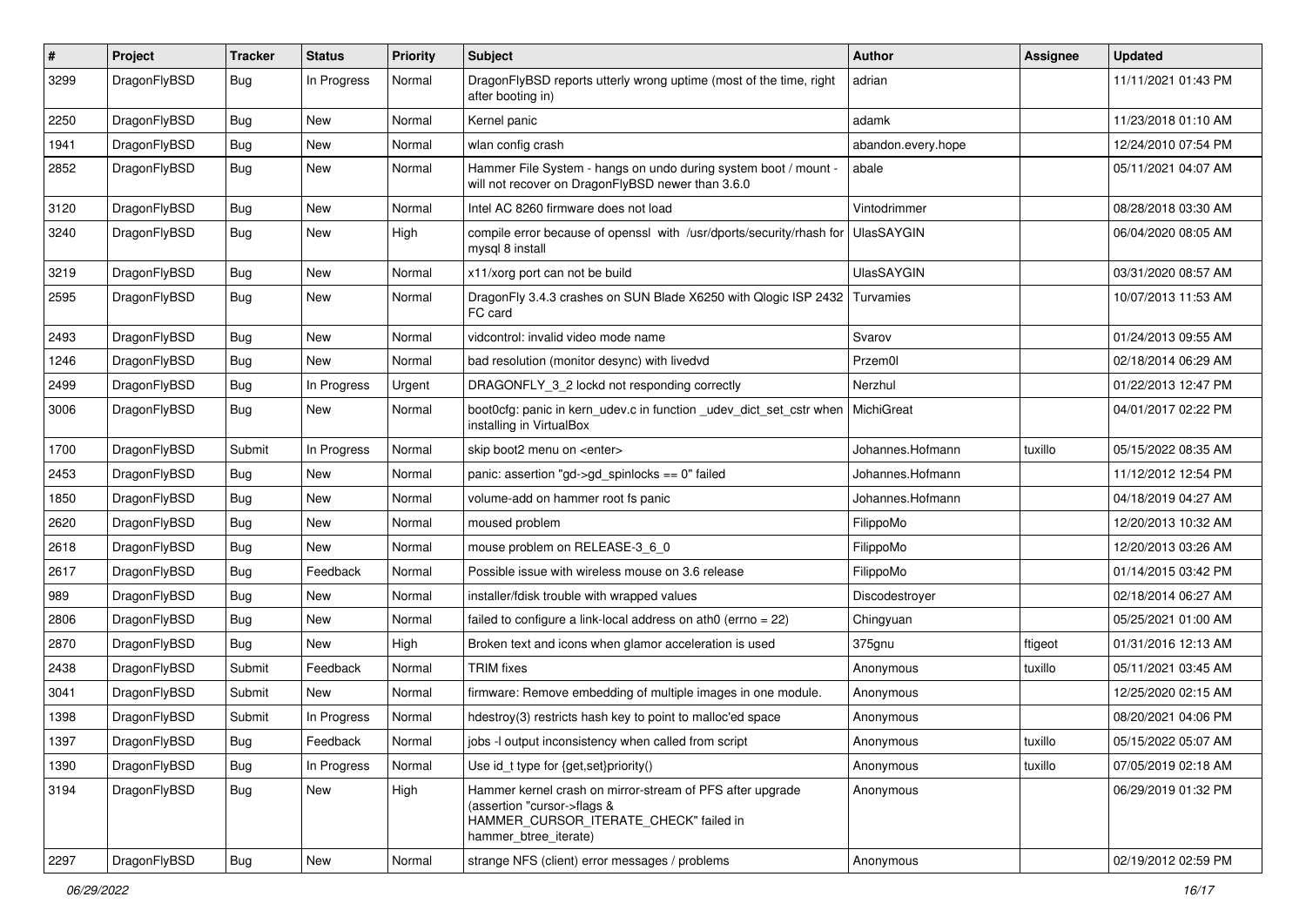| # | Project | Tracker | Status | Priority | Subject | Author | Assignee | Updated |
|---|---|---|---|---|---|---|---|---|
| 3299 | DragonFlyBSD | Bug | In Progress | Normal | DragonFlyBSD reports utterly wrong uptime (most of the time, right after booting in) | adrian | | 11/11/2021 01:43 PM |
| 2250 | DragonFlyBSD | Bug | New | Normal | Kernel panic | adamk | | 11/23/2018 01:10 AM |
| 1941 | DragonFlyBSD | Bug | New | Normal | wlan config crash | abandon.every.hope | | 12/24/2010 07:54 PM |
| 2852 | DragonFlyBSD | Bug | New | Normal | Hammer File System - hangs on undo during system boot / mount - will not recover on DragonFlyBSD newer than 3.6.0 | abale | | 05/11/2021 04:07 AM |
| 3120 | DragonFlyBSD | Bug | New | Normal | Intel AC 8260 firmware does not load | Vintodrimmer | | 08/28/2018 03:30 AM |
| 3240 | DragonFlyBSD | Bug | New | High | compile error because of openssl with /usr/dports/security/rhash for mysql 8 install | UlasSAYGIN | | 06/04/2020 08:05 AM |
| 3219 | DragonFlyBSD | Bug | New | Normal | x11/xorg port can not be build | UlasSAYGIN | | 03/31/2020 08:57 AM |
| 2595 | DragonFlyBSD | Bug | New | Normal | DragonFly 3.4.3 crashes on SUN Blade X6250 with Qlogic ISP 2432 FC card | Turvamies | | 10/07/2013 11:53 AM |
| 2493 | DragonFlyBSD | Bug | New | Normal | vidcontrol: invalid video mode name | Svarov | | 01/24/2013 09:55 AM |
| 1246 | DragonFlyBSD | Bug | New | Normal | bad resolution (monitor desync) with livedvd | Przem0l | | 02/18/2014 06:29 AM |
| 2499 | DragonFlyBSD | Bug | In Progress | Urgent | DRAGONFLY_3_2 lockd not responding correctly | Nerzhul | | 01/22/2013 12:47 PM |
| 3006 | DragonFlyBSD | Bug | New | Normal | boot0cfg: panic in kern_udev.c in function _udev_dict_set_cstr when installing in VirtualBox | MichiGreat | | 04/01/2017 02:22 PM |
| 1700 | DragonFlyBSD | Submit | In Progress | Normal | skip boot2 menu on <enter> | Johannes.Hofmann | tuxillo | 05/15/2022 08:35 AM |
| 2453 | DragonFlyBSD | Bug | New | Normal | panic: assertion "gd->gd_spinlocks == 0" failed | Johannes.Hofmann | | 11/12/2012 12:54 PM |
| 1850 | DragonFlyBSD | Bug | New | Normal | volume-add on hammer root fs panic | Johannes.Hofmann | | 04/18/2019 04:27 AM |
| 2620 | DragonFlyBSD | Bug | New | Normal | moused problem | FilippoMo | | 12/20/2013 10:32 AM |
| 2618 | DragonFlyBSD | Bug | New | Normal | mouse problem on RELEASE-3_6_0 | FilippoMo | | 12/20/2013 03:26 AM |
| 2617 | DragonFlyBSD | Bug | Feedback | Normal | Possible issue with wireless mouse on 3.6 release | FilippoMo | | 01/14/2015 03:42 PM |
| 989 | DragonFlyBSD | Bug | New | Normal | installer/fdisk trouble with wrapped values | Discodestroyer | | 02/18/2014 06:27 AM |
| 2806 | DragonFlyBSD | Bug | New | Normal | failed to configure a link-local address on ath0 (errno = 22) | Chingyuan | | 05/25/2021 01:00 AM |
| 2870 | DragonFlyBSD | Bug | New | High | Broken text and icons when glamor acceleration is used | 375gnu | ftigeot | 01/31/2016 12:13 AM |
| 2438 | DragonFlyBSD | Submit | Feedback | Normal | TRIM fixes | Anonymous | tuxillo | 05/11/2021 03:45 AM |
| 3041 | DragonFlyBSD | Submit | New | Normal | firmware: Remove embedding of multiple images in one module. | Anonymous | | 12/25/2020 02:15 AM |
| 1398 | DragonFlyBSD | Submit | In Progress | Normal | hdestroy(3) restricts hash key to point to malloc'ed space | Anonymous | | 08/20/2021 04:06 PM |
| 1397 | DragonFlyBSD | Bug | Feedback | Normal | jobs -l output inconsistency when called from script | Anonymous | tuxillo | 05/15/2022 05:07 AM |
| 1390 | DragonFlyBSD | Bug | In Progress | Normal | Use id_t type for {get,set}priority() | Anonymous | tuxillo | 07/05/2019 02:18 AM |
| 3194 | DragonFlyBSD | Bug | New | High | Hammer kernel crash on mirror-stream of PFS after upgrade (assertion "cursor->flags & HAMMER_CURSOR_ITERATE_CHECK" failed in hammer_btree_iterate) | Anonymous | | 06/29/2019 01:32 PM |
| 2297 | DragonFlyBSD | Bug | New | Normal | strange NFS (client) error messages / problems | Anonymous | | 02/19/2012 02:59 PM |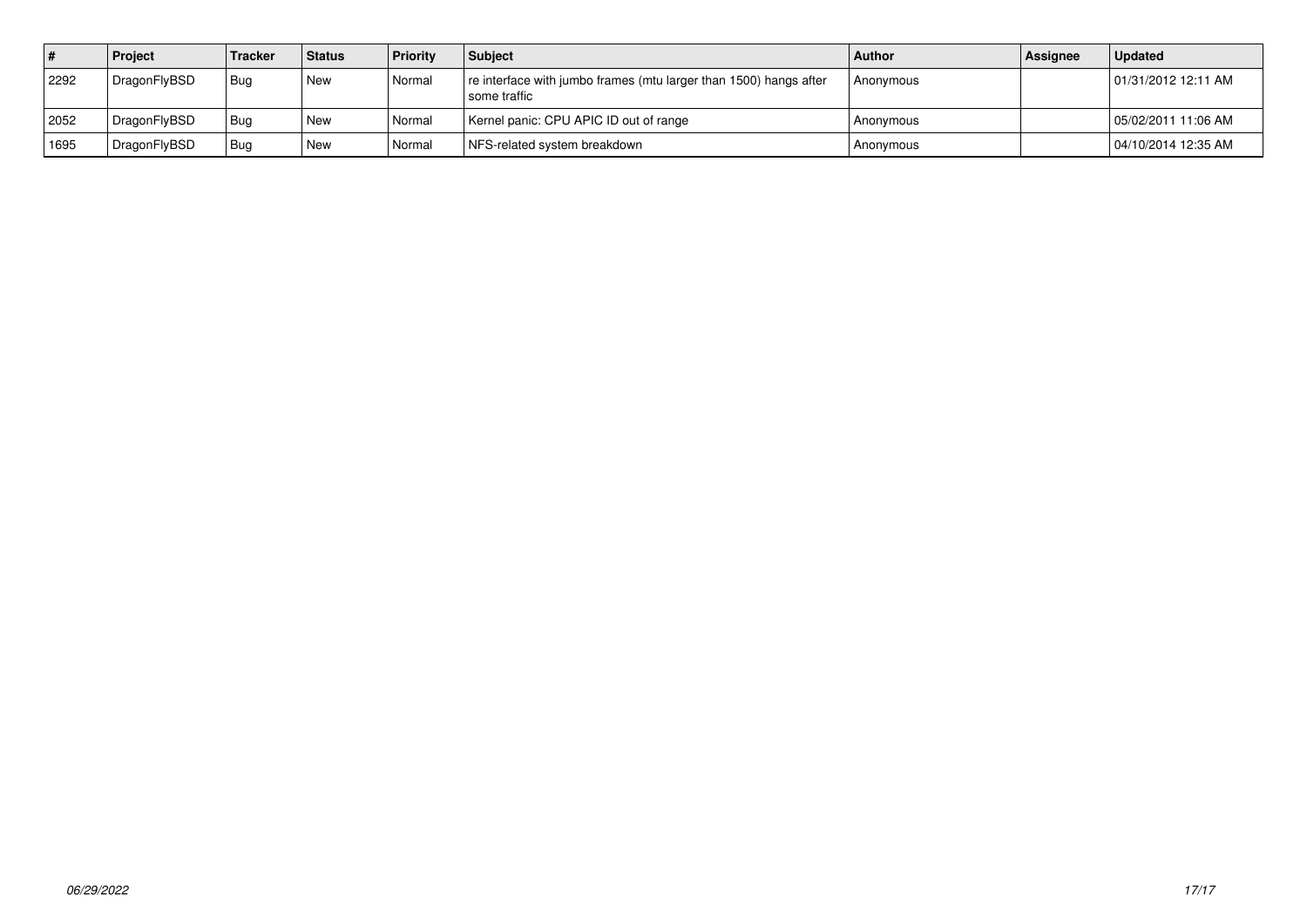| # | Project | Tracker | Status | Priority | Subject | Author | Assignee | Updated |
|---|---|---|---|---|---|---|---|---|
| 2292 | DragonFlyBSD | Bug | New | Normal | re interface with jumbo frames (mtu larger than 1500) hangs after some traffic | Anonymous | | 01/31/2012 12:11 AM |
| 2052 | DragonFlyBSD | Bug | New | Normal | Kernel panic: CPU APIC ID out of range | Anonymous | | 05/02/2011 11:06 AM |
| 1695 | DragonFlyBSD | Bug | New | Normal | NFS-related system breakdown | Anonymous | | 04/10/2014 12:35 AM |